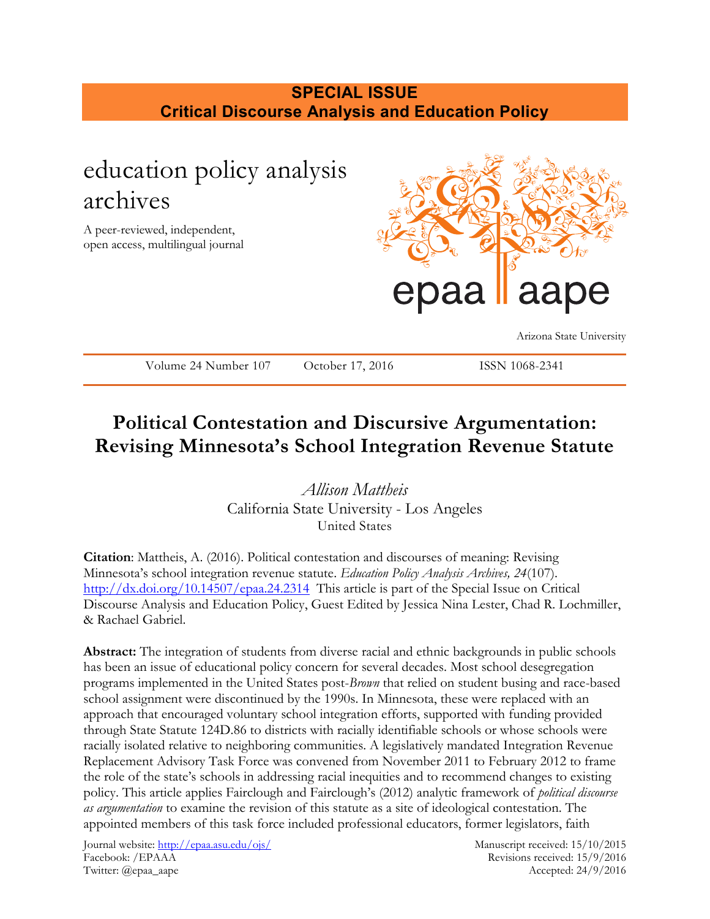**SPECIAL ISSUE**
**Critical Discourse Analysis and Education Policy**

education policy analysis archives

A peer-reviewed, independent, open access, multilingual journal

epaa aape

Arizona State University

Volume 24 Number 107 October 17, 2016 ISSN 1068-2341

# Political Contestation and Discursive Argumentation: Revising Minnesota's School Integration Revenue Statute

*Allison Mattheis*
California State University - Los Angeles
United States

**Citation**: Mattheis, A. (2016). Political contestation and discourses of meaning: Revising Minnesota's school integration revenue statute. *Education Policy Analysis Archives, 24*(107). http://dx.doi.org/10.14507/epaa.24.2314 This article is part of the Special Issue on Critical Discourse Analysis and Education Policy, Guest Edited by Jessica Nina Lester, Chad R. Lochmiller, & Rachael Gabriel.

**Abstract:** The integration of students from diverse racial and ethnic backgrounds in public schools has been an issue of educational policy concern for several decades. Most school desegregation programs implemented in the United States post-*Brown* that relied on student busing and race-based school assignment were discontinued by the 1990s. In Minnesota, these were replaced with an approach that encouraged voluntary school integration efforts, supported with funding provided through State Statute 124D.86 to districts with racially identifiable schools or whose schools were racially isolated relative to neighboring communities. A legislatively mandated Integration Revenue Replacement Advisory Task Force was convened from November 2011 to February 2012 to frame the role of the state's schools in addressing racial inequities and to recommend changes to existing policy. This article applies Fairclough and Fairclough's (2012) analytic framework of *political discourse as argumentation* to examine the revision of this statute as a site of ideological contestation. The appointed members of this task force included professional educators, former legislators, faith

Journal website: http://epaa.asu.edu/ojs/
Facebook: /EPAAA
Twitter: @epaa_aape

Manuscript received: 15/10/2015
Revisions received: 15/9/2016
Accepted: 24/9/2016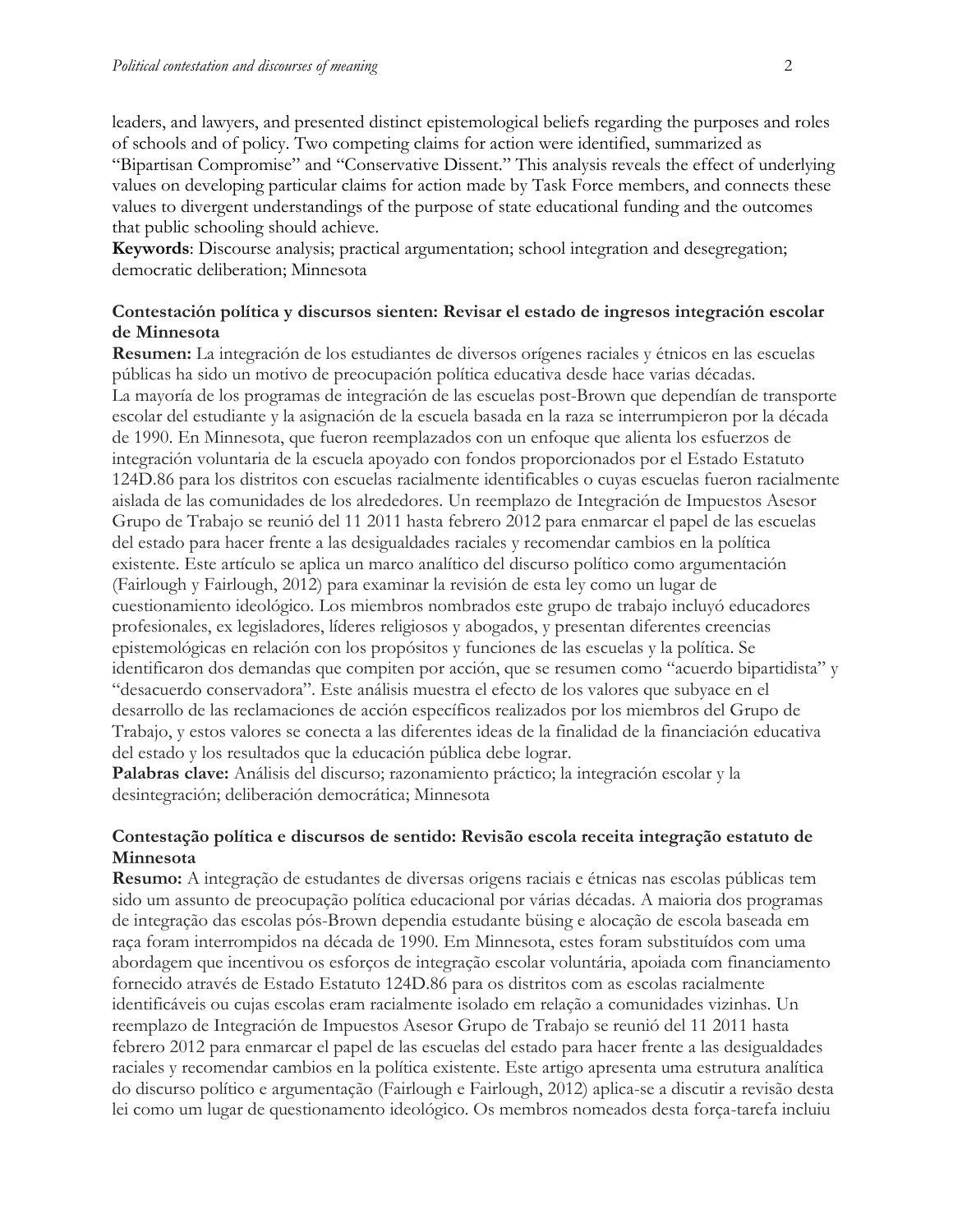leaders, and lawyers, and presented distinct epistemological beliefs regarding the purposes and roles of schools and of policy. Two competing claims for action were identified, summarized as "Bipartisan Compromise" and "Conservative Dissent." This analysis reveals the effect of underlying values on developing particular claims for action made by Task Force members, and connects these values to divergent understandings of the purpose of state educational funding and the outcomes that public schooling should achieve.

**Keywords**: Discourse analysis; practical argumentation; school integration and desegregation; democratic deliberation; Minnesota

**Contestación política y discursos sienten: Revisar el estado de ingresos integración escolar de Minnesota**

**Resumen:** La integración de los estudiantes de diversos orígenes raciales y étnicos en las escuelas públicas ha sido un motivo de preocupación política educativa desde hace varias décadas. La mayoría de los programas de integración de las escuelas post-Brown que dependían de transporte escolar del estudiante y la asignación de la escuela basada en la raza se interrumpieron por la década de 1990. En Minnesota, que fueron reemplazados con un enfoque que alienta los esfuerzos de integración voluntaria de la escuela apoyado con fondos proporcionados por el Estado Estatuto 124D.86 para los distritos con escuelas racialmente identificables o cuyas escuelas fueron racialmente aislada de las comunidades de los alrededores. Un reemplazo de Integración de Impuestos Asesor Grupo de Trabajo se reunió del 11 2011 hasta febrero 2012 para enmarcar el papel de las escuelas del estado para hacer frente a las desigualdades raciales y recomendar cambios en la política existente. Este artículo se aplica un marco analítico del discurso político como argumentación (Fairlough y Fairlough, 2012) para examinar la revisión de esta ley como un lugar de cuestionamiento ideológico. Los miembros nombrados este grupo de trabajo incluyó educadores profesionales, ex legisladores, líderes religiosos y abogados, y presentan diferentes creencias epistemológicas en relación con los propósitos y funciones de las escuelas y la política. Se identificaron dos demandas que compiten por acción, que se resumen como "acuerdo bipartidista" y "desacuerdo conservadora". Este análisis muestra el efecto de los valores que subyace en el desarrollo de las reclamaciones de acción específicos realizados por los miembros del Grupo de Trabajo, y estos valores se conecta a las diferentes ideas de la finalidad de la financiación educativa del estado y los resultados que la educación pública debe lograr.

**Palabras clave:** Análisis del discurso; razonamiento práctico; la integración escolar y la desintegración; deliberación democrática; Minnesota

**Contestação política e discursos de sentido: Revisão escola receita integração estatuto de Minnesota**

**Resumo:** A integração de estudantes de diversas origens raciais e étnicas nas escolas públicas tem sido um assunto de preocupação política educacional por várias décadas. A maioria dos programas de integração das escolas pós-Brown dependia estudante büsing e alocação de escola baseada em raça foram interrompidos na década de 1990. Em Minnesota, estes foram substituídos com uma abordagem que incentivou os esforços de integração escolar voluntária, apoiada com financiamento fornecido através de Estado Estatuto 124D.86 para os distritos com as escolas racialmente identificáveis ou cujas escolas eram racialmente isolado em relação a comunidades vizinhas. Un reemplazo de Integración de Impuestos Asesor Grupo de Trabajo se reunió del 11 2011 hasta febrero 2012 para enmarcar el papel de las escuelas del estado para hacer frente a las desigualdades raciales y recomendar cambios en la política existente. Este artigo apresenta uma estrutura analítica do discurso político e argumentação (Fairlough e Fairlough, 2012) aplica-se a discutir a revisão desta lei como um lugar de questionamento ideológico. Os membros nomeados desta força-tarefa incluiu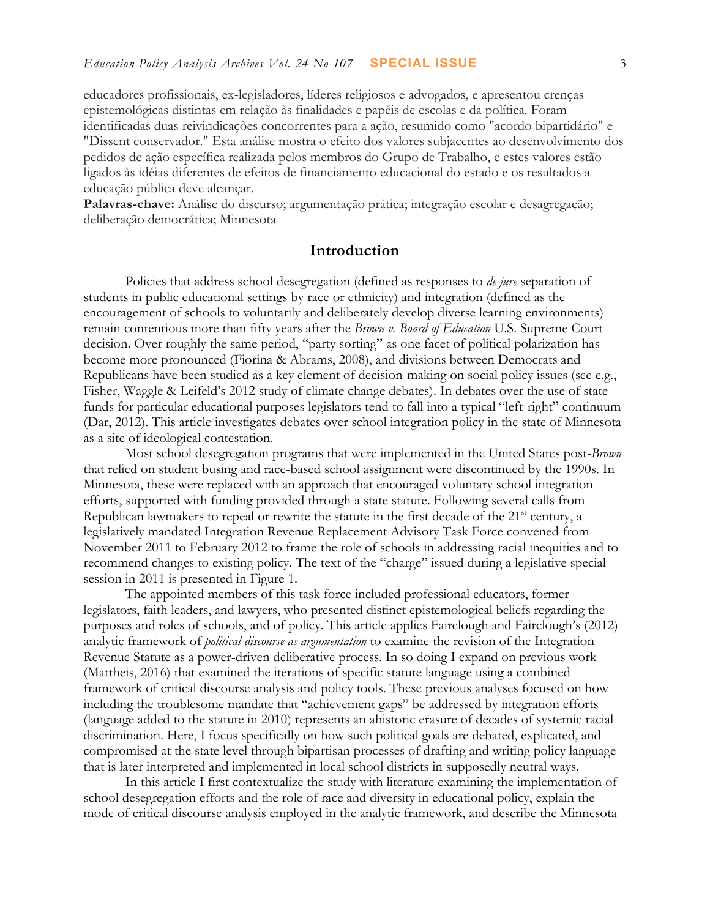educadores profissionais, ex-legisladores, líderes religiosos e advogados, e apresentou crenças epistemológicas distintas em relação às finalidades e papéis de escolas e da política. Foram identificadas duas reivindicações concorrentes para a ação, resumido como "acordo bipartidário" e "Dissent conservador." Esta análise mostra o efeito dos valores subjacentes ao desenvolvimento dos pedidos de ação específica realizada pelos membros do Grupo de Trabalho, e estes valores estão ligados às idéias diferentes de efeitos de financiamento educacional do estado e os resultados a educação pública deve alcançar.

**Palavras-chave:** Análise do discurso; argumentação prática; integração escolar e desagregação; deliberação democrática; Minnesota

## Introduction

Policies that address school desegregation (defined as responses to *de jure* separation of students in public educational settings by race or ethnicity) and integration (defined as the encouragement of schools to voluntarily and deliberately develop diverse learning environments) remain contentious more than fifty years after the *Brown v. Board of Education* U.S. Supreme Court decision. Over roughly the same period, "party sorting" as one facet of political polarization has become more pronounced (Fiorina & Abrams, 2008), and divisions between Democrats and Republicans have been studied as a key element of decision-making on social policy issues (see e.g., Fisher, Waggle & Leifeld's 2012 study of climate change debates). In debates over the use of state funds for particular educational purposes legislators tend to fall into a typical "left-right" continuum (Dar, 2012). This article investigates debates over school integration policy in the state of Minnesota as a site of ideological contestation.

Most school desegregation programs that were implemented in the United States post-*Brown* that relied on student busing and race-based school assignment were discontinued by the 1990s. In Minnesota, these were replaced with an approach that encouraged voluntary school integration efforts, supported with funding provided through a state statute. Following several calls from Republican lawmakers to repeal or rewrite the statute in the first decade of the 21st century, a legislatively mandated Integration Revenue Replacement Advisory Task Force convened from November 2011 to February 2012 to frame the role of schools in addressing racial inequities and to recommend changes to existing policy. The text of the "charge" issued during a legislative special session in 2011 is presented in Figure 1.

The appointed members of this task force included professional educators, former legislators, faith leaders, and lawyers, who presented distinct epistemological beliefs regarding the purposes and roles of schools, and of policy. This article applies Fairclough and Fairclough's (2012) analytic framework of *political discourse as argumentation* to examine the revision of the Integration Revenue Statute as a power-driven deliberative process. In so doing I expand on previous work (Mattheis, 2016) that examined the iterations of specific statute language using a combined framework of critical discourse analysis and policy tools. These previous analyses focused on how including the troublesome mandate that "achievement gaps" be addressed by integration efforts (language added to the statute in 2010) represents an ahistoric erasure of decades of systemic racial discrimination. Here, I focus specifically on how such political goals are debated, explicated, and compromised at the state level through bipartisan processes of drafting and writing policy language that is later interpreted and implemented in local school districts in supposedly neutral ways.

In this article I first contextualize the study with literature examining the implementation of school desegregation efforts and the role of race and diversity in educational policy, explain the mode of critical discourse analysis employed in the analytic framework, and describe the Minnesota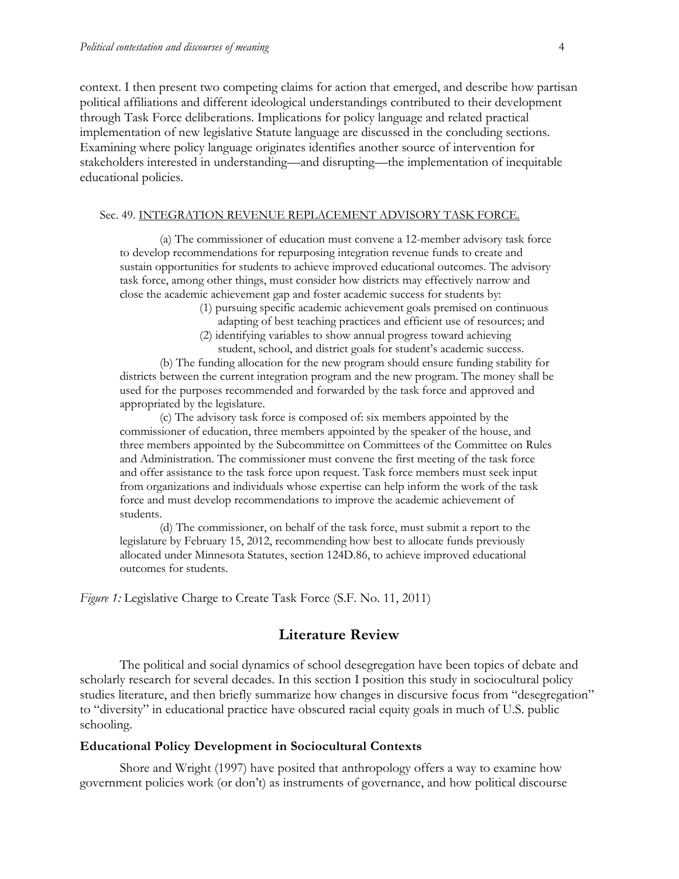context. I then present two competing claims for action that emerged, and describe how partisan political affiliations and different ideological understandings contributed to their development through Task Force deliberations. Implications for policy language and related practical implementation of new legislative Statute language are discussed in the concluding sections. Examining where policy language originates identifies another source of intervention for stakeholders interested in understanding—and disrupting—the implementation of inequitable educational policies.

> Sec. 49. INTEGRATION REVENUE REPLACEMENT ADVISORY TASK FORCE.
>
> (a) The commissioner of education must convene a 12-member advisory task force to develop recommendations for repurposing integration revenue funds to create and sustain opportunities for students to achieve improved educational outcomes. The advisory task force, among other things, must consider how districts may effectively narrow and close the academic achievement gap and foster academic success for students by:
>
> (1) pursuing specific academic achievement goals premised on continuous adapting of best teaching practices and efficient use of resources; and
>
> (2) identifying variables to show annual progress toward achieving student, school, and district goals for student's academic success.
>
> (b) The funding allocation for the new program should ensure funding stability for districts between the current integration program and the new program. The money shall be used for the purposes recommended and forwarded by the task force and approved and appropriated by the legislature.
>
> (c) The advisory task force is composed of: six members appointed by the commissioner of education, three members appointed by the speaker of the house, and three members appointed by the Subcommittee on Committees of the Committee on Rules and Administration. The commissioner must convene the first meeting of the task force and offer assistance to the task force upon request. Task force members must seek input from organizations and individuals whose expertise can help inform the work of the task force and must develop recommendations to improve the academic achievement of students.
>
> (d) The commissioner, on behalf of the task force, must submit a report to the legislature by February 15, 2012, recommending how best to allocate funds previously allocated under Minnesota Statutes, section 124D.86, to achieve improved educational outcomes for students.

*Figure 1:* Legislative Charge to Create Task Force (S.F. No. 11, 2011)

## Literature Review

The political and social dynamics of school desegregation have been topics of debate and scholarly research for several decades. In this section I position this study in sociocultural policy studies literature, and then briefly summarize how changes in discursive focus from "desegregation" to "diversity" in educational practice have obscured racial equity goals in much of U.S. public schooling.

### Educational Policy Development in Sociocultural Contexts

Shore and Wright (1997) have posited that anthropology offers a way to examine how government policies work (or don't) as instruments of governance, and how political discourse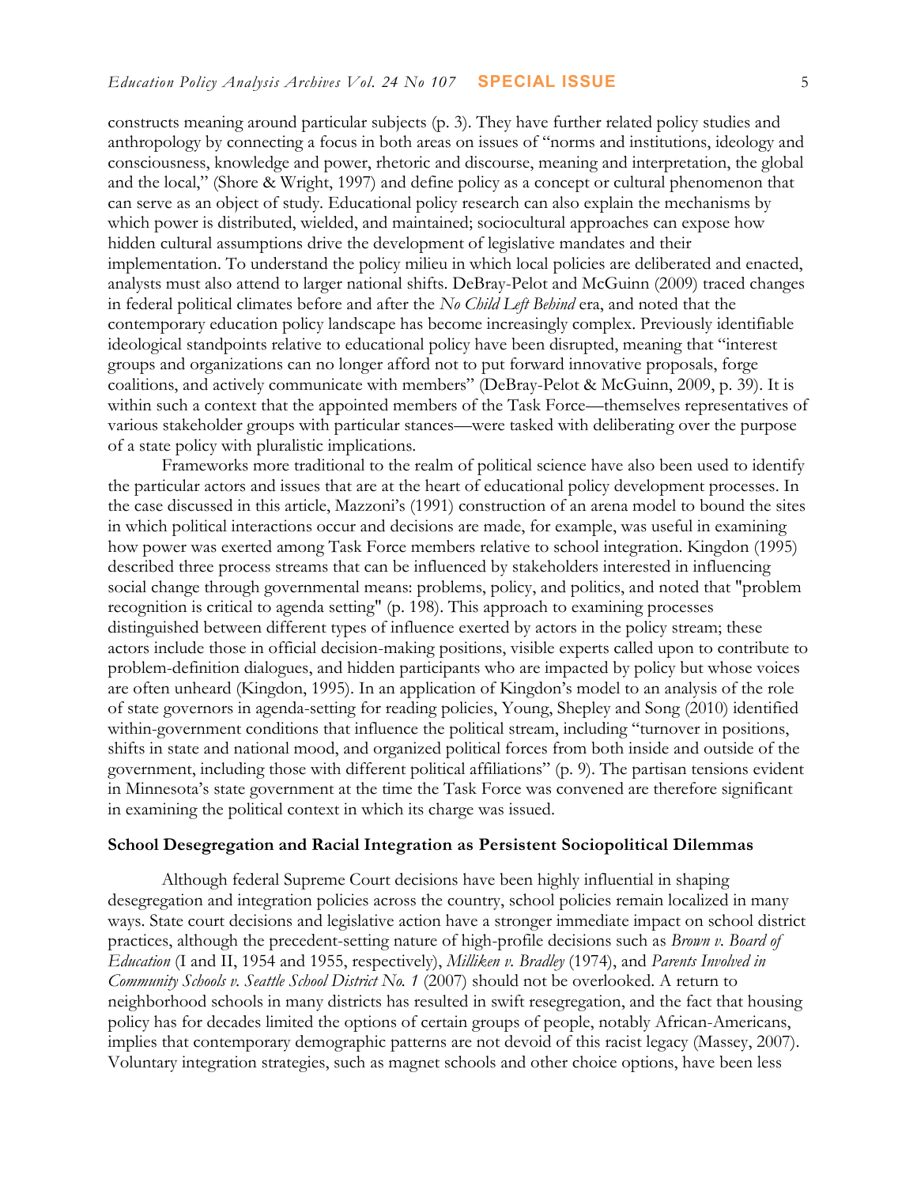constructs meaning around particular subjects (p. 3). They have further related policy studies and anthropology by connecting a focus in both areas on issues of "norms and institutions, ideology and consciousness, knowledge and power, rhetoric and discourse, meaning and interpretation, the global and the local," (Shore & Wright, 1997) and define policy as a concept or cultural phenomenon that can serve as an object of study. Educational policy research can also explain the mechanisms by which power is distributed, wielded, and maintained; sociocultural approaches can expose how hidden cultural assumptions drive the development of legislative mandates and their implementation. To understand the policy milieu in which local policies are deliberated and enacted, analysts must also attend to larger national shifts. DeBray-Pelot and McGuinn (2009) traced changes in federal political climates before and after the *No Child Left Behind* era, and noted that the contemporary education policy landscape has become increasingly complex. Previously identifiable ideological standpoints relative to educational policy have been disrupted, meaning that "interest groups and organizations can no longer afford not to put forward innovative proposals, forge coalitions, and actively communicate with members" (DeBray-Pelot & McGuinn, 2009, p. 39). It is within such a context that the appointed members of the Task Force—themselves representatives of various stakeholder groups with particular stances—were tasked with deliberating over the purpose of a state policy with pluralistic implications.

Frameworks more traditional to the realm of political science have also been used to identify the particular actors and issues that are at the heart of educational policy development processes. In the case discussed in this article, Mazzoni's (1991) construction of an arena model to bound the sites in which political interactions occur and decisions are made, for example, was useful in examining how power was exerted among Task Force members relative to school integration. Kingdon (1995) described three process streams that can be influenced by stakeholders interested in influencing social change through governmental means: problems, policy, and politics, and noted that "problem recognition is critical to agenda setting" (p. 198). This approach to examining processes distinguished between different types of influence exerted by actors in the policy stream; these actors include those in official decision-making positions, visible experts called upon to contribute to problem-definition dialogues, and hidden participants who are impacted by policy but whose voices are often unheard (Kingdon, 1995). In an application of Kingdon's model to an analysis of the role of state governors in agenda-setting for reading policies, Young, Shepley and Song (2010) identified within-government conditions that influence the political stream, including "turnover in positions, shifts in state and national mood, and organized political forces from both inside and outside of the government, including those with different political affiliations" (p. 9). The partisan tensions evident in Minnesota's state government at the time the Task Force was convened are therefore significant in examining the political context in which its charge was issued.

### School Desegregation and Racial Integration as Persistent Sociopolitical Dilemmas

Although federal Supreme Court decisions have been highly influential in shaping desegregation and integration policies across the country, school policies remain localized in many ways. State court decisions and legislative action have a stronger immediate impact on school district practices, although the precedent-setting nature of high-profile decisions such as *Brown v. Board of Education* (I and II, 1954 and 1955, respectively), *Milliken v. Bradley* (1974), and *Parents Involved in Community Schools v. Seattle School District No. 1* (2007) should not be overlooked. A return to neighborhood schools in many districts has resulted in swift resegregation, and the fact that housing policy has for decades limited the options of certain groups of people, notably African-Americans, implies that contemporary demographic patterns are not devoid of this racist legacy (Massey, 2007). Voluntary integration strategies, such as magnet schools and other choice options, have been less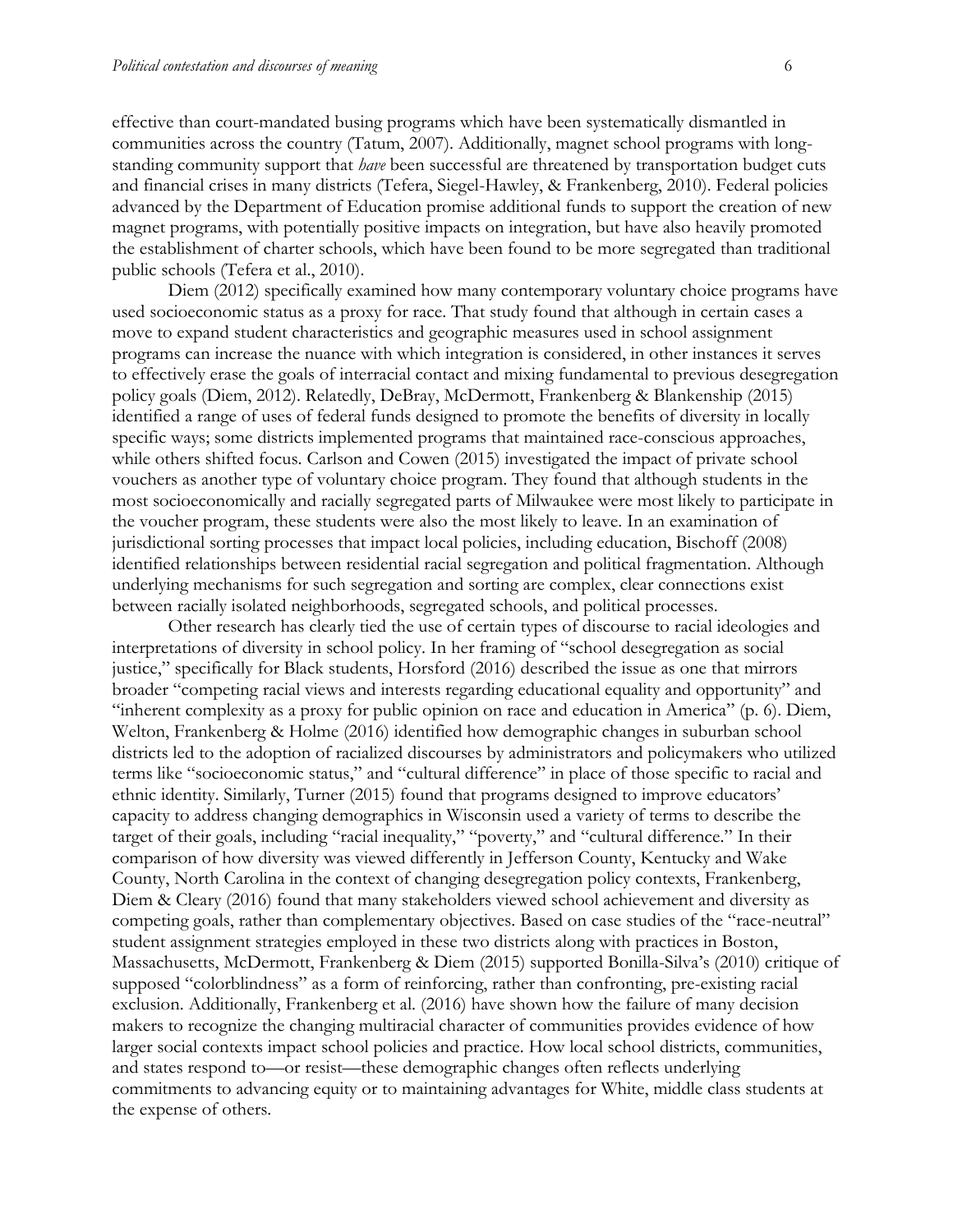effective than court-mandated busing programs which have been systematically dismantled in communities across the country (Tatum, 2007). Additionally, magnet school programs with long-standing community support that *have* been successful are threatened by transportation budget cuts and financial crises in many districts (Tefera, Siegel-Hawley, & Frankenberg, 2010). Federal policies advanced by the Department of Education promise additional funds to support the creation of new magnet programs, with potentially positive impacts on integration, but have also heavily promoted the establishment of charter schools, which have been found to be more segregated than traditional public schools (Tefera et al., 2010).

Diem (2012) specifically examined how many contemporary voluntary choice programs have used socioeconomic status as a proxy for race. That study found that although in certain cases a move to expand student characteristics and geographic measures used in school assignment programs can increase the nuance with which integration is considered, in other instances it serves to effectively erase the goals of interracial contact and mixing fundamental to previous desegregation policy goals (Diem, 2012). Relatedly, DeBray, McDermott, Frankenberg & Blankenship (2015) identified a range of uses of federal funds designed to promote the benefits of diversity in locally specific ways; some districts implemented programs that maintained race-conscious approaches, while others shifted focus. Carlson and Cowen (2015) investigated the impact of private school vouchers as another type of voluntary choice program. They found that although students in the most socioeconomically and racially segregated parts of Milwaukee were most likely to participate in the voucher program, these students were also the most likely to leave. In an examination of jurisdictional sorting processes that impact local policies, including education, Bischoff (2008) identified relationships between residential racial segregation and political fragmentation. Although underlying mechanisms for such segregation and sorting are complex, clear connections exist between racially isolated neighborhoods, segregated schools, and political processes.

Other research has clearly tied the use of certain types of discourse to racial ideologies and interpretations of diversity in school policy. In her framing of "school desegregation as social justice," specifically for Black students, Horsford (2016) described the issue as one that mirrors broader "competing racial views and interests regarding educational equality and opportunity" and "inherent complexity as a proxy for public opinion on race and education in America" (p. 6). Diem, Welton, Frankenberg & Holme (2016) identified how demographic changes in suburban school districts led to the adoption of racialized discourses by administrators and policymakers who utilized terms like "socioeconomic status," and "cultural difference" in place of those specific to racial and ethnic identity. Similarly, Turner (2015) found that programs designed to improve educators' capacity to address changing demographics in Wisconsin used a variety of terms to describe the target of their goals, including "racial inequality," "poverty," and "cultural difference." In their comparison of how diversity was viewed differently in Jefferson County, Kentucky and Wake County, North Carolina in the context of changing desegregation policy contexts, Frankenberg, Diem & Cleary (2016) found that many stakeholders viewed school achievement and diversity as competing goals, rather than complementary objectives. Based on case studies of the "race-neutral" student assignment strategies employed in these two districts along with practices in Boston, Massachusetts, McDermott, Frankenberg & Diem (2015) supported Bonilla-Silva's (2010) critique of supposed "colorblindness" as a form of reinforcing, rather than confronting, pre-existing racial exclusion. Additionally, Frankenberg et al. (2016) have shown how the failure of many decision makers to recognize the changing multiracial character of communities provides evidence of how larger social contexts impact school policies and practice. How local school districts, communities, and states respond to—or resist—these demographic changes often reflects underlying commitments to advancing equity or to maintaining advantages for White, middle class students at the expense of others.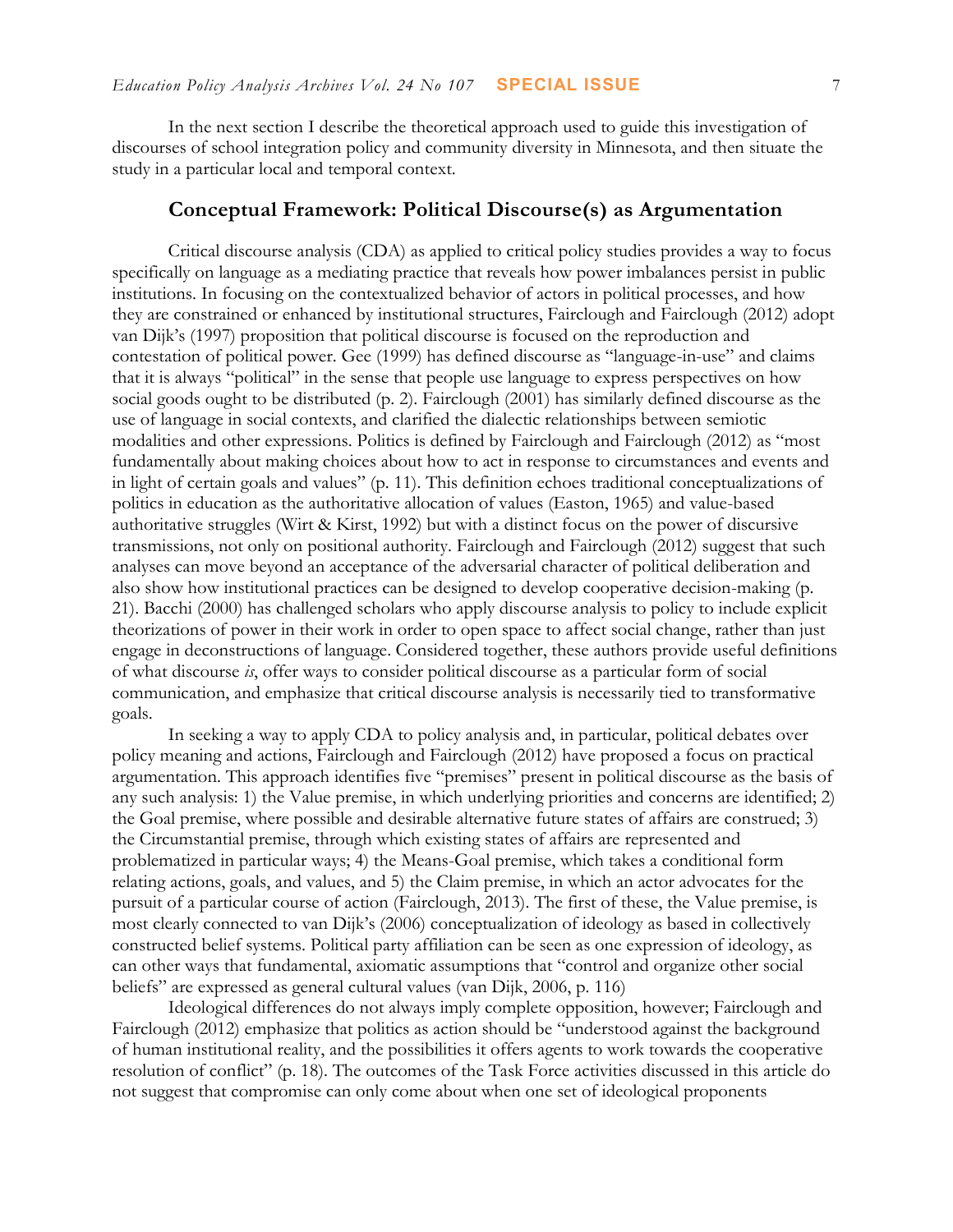In the next section I describe the theoretical approach used to guide this investigation of discourses of school integration policy and community diversity in Minnesota, and then situate the study in a particular local and temporal context.

## Conceptual Framework: Political Discourse(s) as Argumentation

Critical discourse analysis (CDA) as applied to critical policy studies provides a way to focus specifically on language as a mediating practice that reveals how power imbalances persist in public institutions. In focusing on the contextualized behavior of actors in political processes, and how they are constrained or enhanced by institutional structures, Fairclough and Fairclough (2012) adopt van Dijk's (1997) proposition that political discourse is focused on the reproduction and contestation of political power. Gee (1999) has defined discourse as "language-in-use" and claims that it is always "political" in the sense that people use language to express perspectives on how social goods ought to be distributed (p. 2). Fairclough (2001) has similarly defined discourse as the use of language in social contexts, and clarified the dialectic relationships between semiotic modalities and other expressions. Politics is defined by Fairclough and Fairclough (2012) as "most fundamentally about making choices about how to act in response to circumstances and events and in light of certain goals and values" (p. 11). This definition echoes traditional conceptualizations of politics in education as the authoritative allocation of values (Easton, 1965) and value-based authoritative struggles (Wirt & Kirst, 1992) but with a distinct focus on the power of discursive transmissions, not only on positional authority. Fairclough and Fairclough (2012) suggest that such analyses can move beyond an acceptance of the adversarial character of political deliberation and also show how institutional practices can be designed to develop cooperative decision-making (p. 21). Bacchi (2000) has challenged scholars who apply discourse analysis to policy to include explicit theorizations of power in their work in order to open space to affect social change, rather than just engage in deconstructions of language. Considered together, these authors provide useful definitions of what discourse *is*, offer ways to consider political discourse as a particular form of social communication, and emphasize that critical discourse analysis is necessarily tied to transformative goals.

In seeking a way to apply CDA to policy analysis and, in particular, political debates over policy meaning and actions, Fairclough and Fairclough (2012) have proposed a focus on practical argumentation. This approach identifies five "premises" present in political discourse as the basis of any such analysis: 1) the Value premise, in which underlying priorities and concerns are identified; 2) the Goal premise, where possible and desirable alternative future states of affairs are construed; 3) the Circumstantial premise, through which existing states of affairs are represented and problematized in particular ways; 4) the Means-Goal premise, which takes a conditional form relating actions, goals, and values, and 5) the Claim premise, in which an actor advocates for the pursuit of a particular course of action (Fairclough, 2013). The first of these, the Value premise, is most clearly connected to van Dijk's (2006) conceptualization of ideology as based in collectively constructed belief systems. Political party affiliation can be seen as one expression of ideology, as can other ways that fundamental, axiomatic assumptions that "control and organize other social beliefs" are expressed as general cultural values (van Dijk, 2006, p. 116)

Ideological differences do not always imply complete opposition, however; Fairclough and Fairclough (2012) emphasize that politics as action should be "understood against the background of human institutional reality, and the possibilities it offers agents to work towards the cooperative resolution of conflict" (p. 18). The outcomes of the Task Force activities discussed in this article do not suggest that compromise can only come about when one set of ideological proponents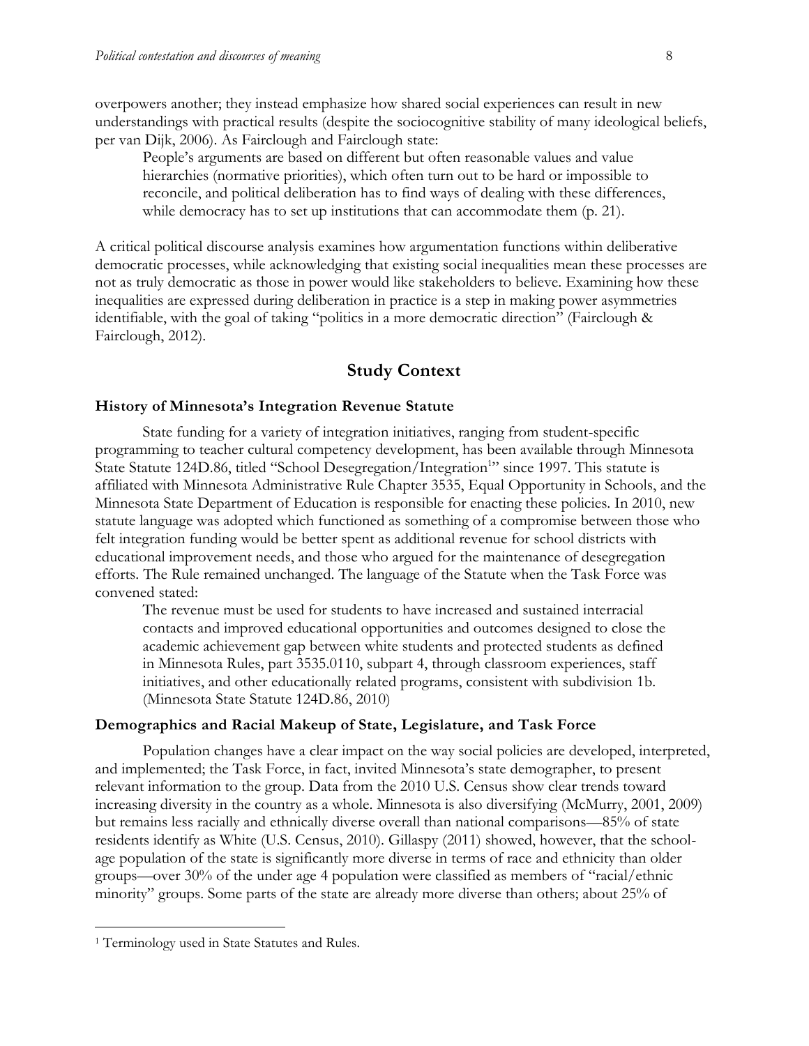overpowers another; they instead emphasize how shared social experiences can result in new understandings with practical results (despite the sociocognitive stability of many ideological beliefs, per van Dijk, 2006). As Fairclough and Fairclough state:

> People's arguments are based on different but often reasonable values and value hierarchies (normative priorities), which often turn out to be hard or impossible to reconcile, and political deliberation has to find ways of dealing with these differences, while democracy has to set up institutions that can accommodate them (p. 21).

A critical political discourse analysis examines how argumentation functions within deliberative democratic processes, while acknowledging that existing social inequalities mean these processes are not as truly democratic as those in power would like stakeholders to believe. Examining how these inequalities are expressed during deliberation in practice is a step in making power asymmetries identifiable, with the goal of taking "politics in a more democratic direction" (Fairclough & Fairclough, 2012).

## Study Context

### History of Minnesota's Integration Revenue Statute

State funding for a variety of integration initiatives, ranging from student-specific programming to teacher cultural competency development, has been available through Minnesota State Statute 124D.86, titled "School Desegregation/Integration[1]" since 1997. This statute is affiliated with Minnesota Administrative Rule Chapter 3535, Equal Opportunity in Schools, and the Minnesota State Department of Education is responsible for enacting these policies. In 2010, new statute language was adopted which functioned as something of a compromise between those who felt integration funding would be better spent as additional revenue for school districts with educational improvement needs, and those who argued for the maintenance of desegregation efforts. The Rule remained unchanged. The language of the Statute when the Task Force was convened stated:

> The revenue must be used for students to have increased and sustained interracial contacts and improved educational opportunities and outcomes designed to close the academic achievement gap between white students and protected students as defined in Minnesota Rules, part 3535.0110, subpart 4, through classroom experiences, staff initiatives, and other educationally related programs, consistent with subdivision 1b. (Minnesota State Statute 124D.86, 2010)

### Demographics and Racial Makeup of State, Legislature, and Task Force

Population changes have a clear impact on the way social policies are developed, interpreted, and implemented; the Task Force, in fact, invited Minnesota's state demographer, to present relevant information to the group. Data from the 2010 U.S. Census show clear trends toward increasing diversity in the country as a whole. Minnesota is also diversifying (McMurry, 2001, 2009) but remains less racially and ethnically diverse overall than national comparisons—85% of state residents identify as White (U.S. Census, 2010). Gillaspy (2011) showed, however, that the school-age population of the state is significantly more diverse in terms of race and ethnicity than older groups—over 30% of the under age 4 population were classified as members of "racial/ethnic minority" groups. Some parts of the state are already more diverse than others; about 25% of

[1] Terminology used in State Statutes and Rules.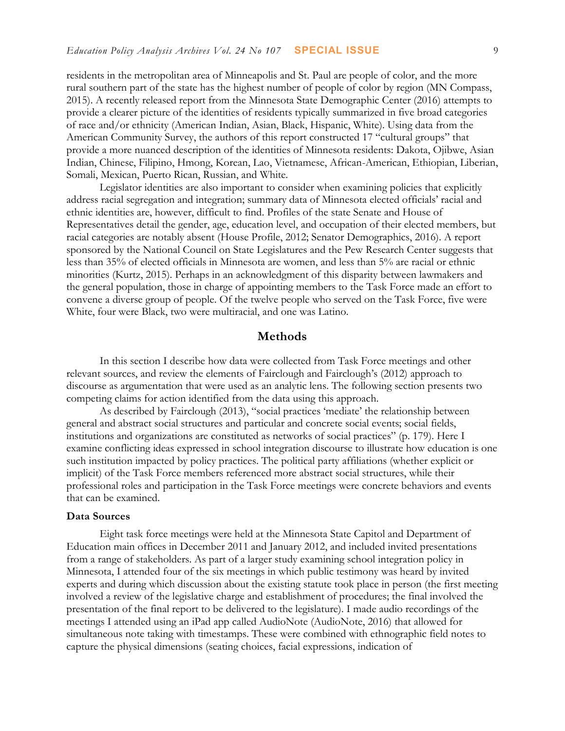residents in the metropolitan area of Minneapolis and St. Paul are people of color, and the more rural southern part of the state has the highest number of people of color by region (MN Compass, 2015). A recently released report from the Minnesota State Demographic Center (2016) attempts to provide a clearer picture of the identities of residents typically summarized in five broad categories of race and/or ethnicity (American Indian, Asian, Black, Hispanic, White). Using data from the American Community Survey, the authors of this report constructed 17 "cultural groups" that provide a more nuanced description of the identities of Minnesota residents: Dakota, Ojibwe, Asian Indian, Chinese, Filipino, Hmong, Korean, Lao, Vietnamese, African-American, Ethiopian, Liberian, Somali, Mexican, Puerto Rican, Russian, and White.

Legislator identities are also important to consider when examining policies that explicitly address racial segregation and integration; summary data of Minnesota elected officials' racial and ethnic identities are, however, difficult to find. Profiles of the state Senate and House of Representatives detail the gender, age, education level, and occupation of their elected members, but racial categories are notably absent (House Profile, 2012; Senator Demographics, 2016). A report sponsored by the National Council on State Legislatures and the Pew Research Center suggests that less than 35% of elected officials in Minnesota are women, and less than 5% are racial or ethnic minorities (Kurtz, 2015). Perhaps in an acknowledgment of this disparity between lawmakers and the general population, those in charge of appointing members to the Task Force made an effort to convene a diverse group of people. Of the twelve people who served on the Task Force, five were White, four were Black, two were multiracial, and one was Latino.

## Methods

In this section I describe how data were collected from Task Force meetings and other relevant sources, and review the elements of Fairclough and Fairclough's (2012) approach to discourse as argumentation that were used as an analytic lens. The following section presents two competing claims for action identified from the data using this approach.

As described by Fairclough (2013), "social practices 'mediate' the relationship between general and abstract social structures and particular and concrete social events; social fields, institutions and organizations are constituted as networks of social practices" (p. 179). Here I examine conflicting ideas expressed in school integration discourse to illustrate how education is one such institution impacted by policy practices. The political party affiliations (whether explicit or implicit) of the Task Force members referenced more abstract social structures, while their professional roles and participation in the Task Force meetings were concrete behaviors and events that can be examined.

### Data Sources

Eight task force meetings were held at the Minnesota State Capitol and Department of Education main offices in December 2011 and January 2012, and included invited presentations from a range of stakeholders. As part of a larger study examining school integration policy in Minnesota, I attended four of the six meetings in which public testimony was heard by invited experts and during which discussion about the existing statute took place in person (the first meeting involved a review of the legislative charge and establishment of procedures; the final involved the presentation of the final report to be delivered to the legislature). I made audio recordings of the meetings I attended using an iPad app called AudioNote (AudioNote, 2016) that allowed for simultaneous note taking with timestamps. These were combined with ethnographic field notes to capture the physical dimensions (seating choices, facial expressions, indication of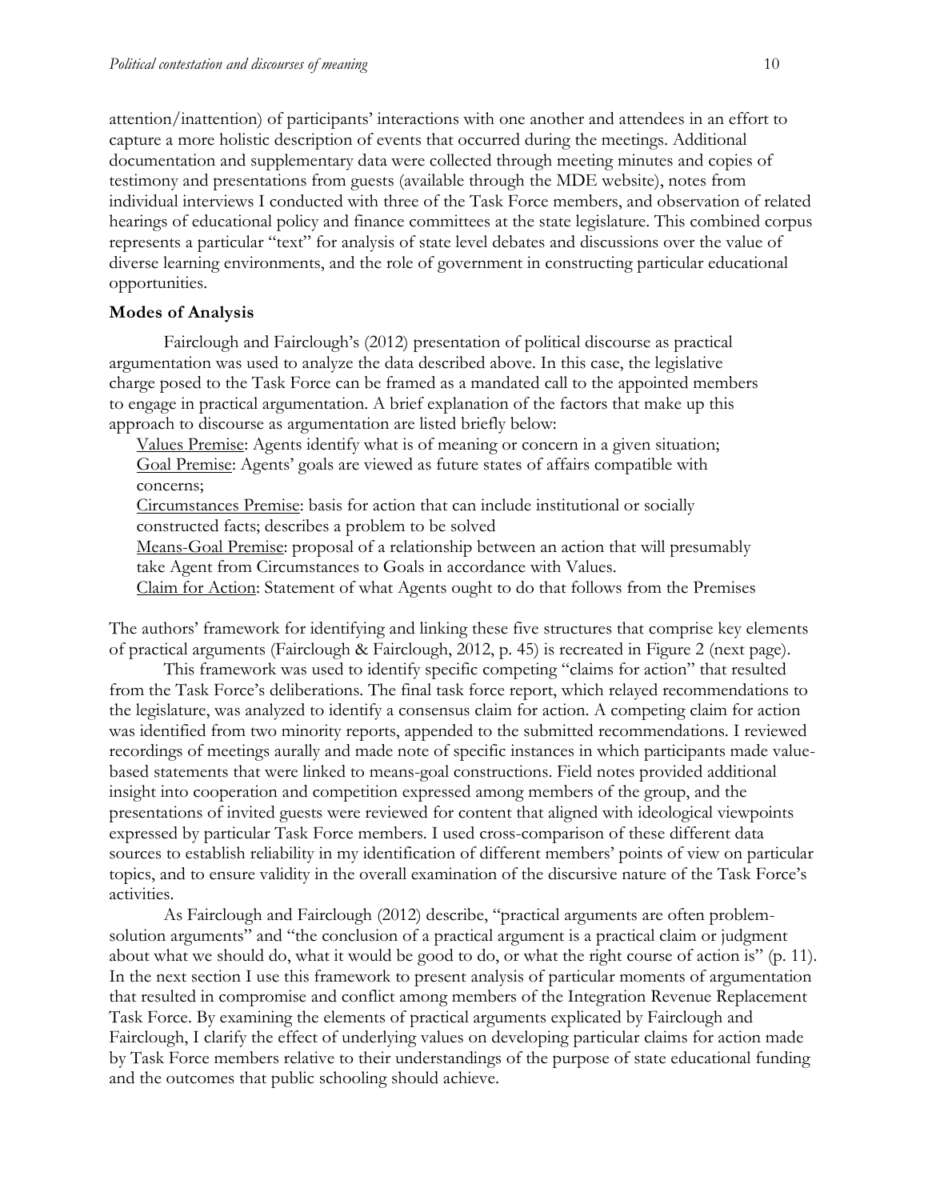attention/inattention) of participants' interactions with one another and attendees in an effort to capture a more holistic description of events that occurred during the meetings. Additional documentation and supplementary data were collected through meeting minutes and copies of testimony and presentations from guests (available through the MDE website), notes from individual interviews I conducted with three of the Task Force members, and observation of related hearings of educational policy and finance committees at the state legislature. This combined corpus represents a particular "text" for analysis of state level debates and discussions over the value of diverse learning environments, and the role of government in constructing particular educational opportunities.

**Modes of Analysis**

Fairclough and Fairclough's (2012) presentation of political discourse as practical argumentation was used to analyze the data described above. In this case, the legislative charge posed to the Task Force can be framed as a mandated call to the appointed members to engage in practical argumentation. A brief explanation of the factors that make up this approach to discourse as argumentation are listed briefly below:

Values Premise: Agents identify what is of meaning or concern in a given situation;
Goal Premise: Agents' goals are viewed as future states of affairs compatible with concerns;
Circumstances Premise: basis for action that can include institutional or socially constructed facts; describes a problem to be solved
Means-Goal Premise: proposal of a relationship between an action that will presumably take Agent from Circumstances to Goals in accordance with Values.
Claim for Action: Statement of what Agents ought to do that follows from the Premises

The authors' framework for identifying and linking these five structures that comprise key elements of practical arguments (Fairclough & Fairclough, 2012, p. 45) is recreated in Figure 2 (next page).

This framework was used to identify specific competing "claims for action" that resulted from the Task Force's deliberations. The final task force report, which relayed recommendations to the legislature, was analyzed to identify a consensus claim for action. A competing claim for action was identified from two minority reports, appended to the submitted recommendations. I reviewed recordings of meetings aurally and made note of specific instances in which participants made value-based statements that were linked to means-goal constructions. Field notes provided additional insight into cooperation and competition expressed among members of the group, and the presentations of invited guests were reviewed for content that aligned with ideological viewpoints expressed by particular Task Force members. I used cross-comparison of these different data sources to establish reliability in my identification of different members' points of view on particular topics, and to ensure validity in the overall examination of the discursive nature of the Task Force's activities.

As Fairclough and Fairclough (2012) describe, "practical arguments are often problem-solution arguments" and "the conclusion of a practical argument is a practical claim or judgment about what we should do, what it would be good to do, or what the right course of action is" (p. 11). In the next section I use this framework to present analysis of particular moments of argumentation that resulted in compromise and conflict among members of the Integration Revenue Replacement Task Force. By examining the elements of practical arguments explicated by Fairclough and Fairclough, I clarify the effect of underlying values on developing particular claims for action made by Task Force members relative to their understandings of the purpose of state educational funding and the outcomes that public schooling should achieve.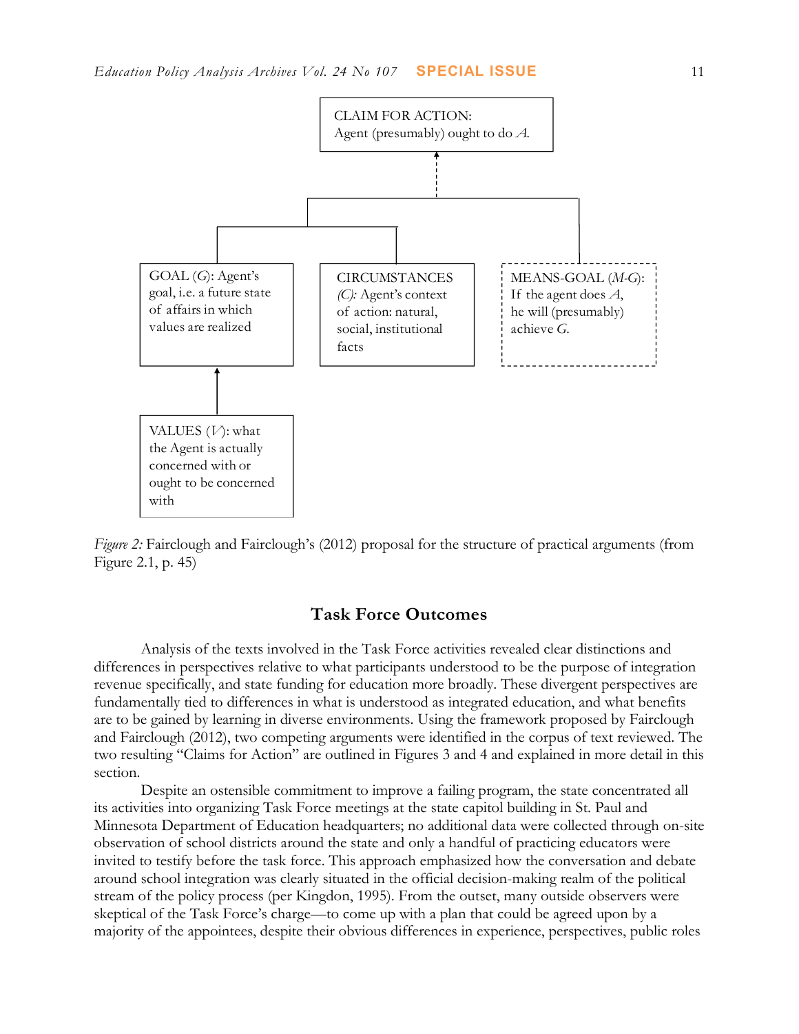CLAIM FOR ACTION:
Agent (presumably) ought to do *A*.

GOAL (*G*): Agent's goal, i.e. a future state of affairs in which values are realized

CIRCUMSTANCES *(C):* Agent's context of action: natural, social, institutional facts

MEANS-GOAL (*M-G*): If the agent does *A*, he will (presumably) achieve *G*.

VALUES (*V*): what the Agent is actually concerned with or ought to be concerned with

*Figure 2:* Fairclough and Fairclough's (2012) proposal for the structure of practical arguments (from Figure 2.1, p. 45)

## Task Force Outcomes

Analysis of the texts involved in the Task Force activities revealed clear distinctions and differences in perspectives relative to what participants understood to be the purpose of integration revenue specifically, and state funding for education more broadly. These divergent perspectives are fundamentally tied to differences in what is understood as integrated education, and what benefits are to be gained by learning in diverse environments. Using the framework proposed by Fairclough and Fairclough (2012), two competing arguments were identified in the corpus of text reviewed. The two resulting "Claims for Action" are outlined in Figures 3 and 4 and explained in more detail in this section.

Despite an ostensible commitment to improve a failing program, the state concentrated all its activities into organizing Task Force meetings at the state capitol building in St. Paul and Minnesota Department of Education headquarters; no additional data were collected through on-site observation of school districts around the state and only a handful of practicing educators were invited to testify before the task force. This approach emphasized how the conversation and debate around school integration was clearly situated in the official decision-making realm of the political stream of the policy process (per Kingdon, 1995). From the outset, many outside observers were skeptical of the Task Force's charge—to come up with a plan that could be agreed upon by a majority of the appointees, despite their obvious differences in experience, perspectives, public roles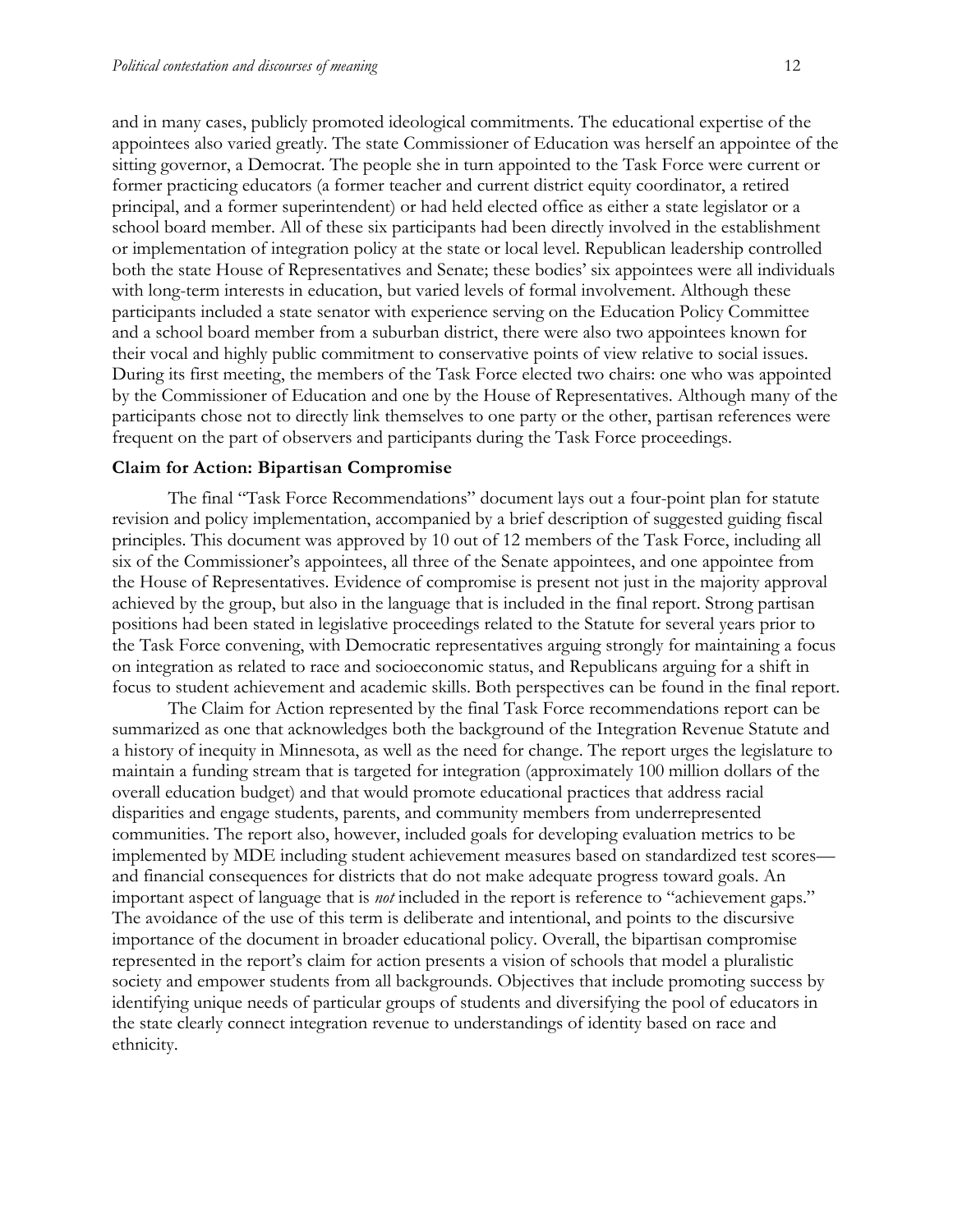and in many cases, publicly promoted ideological commitments. The educational expertise of the appointees also varied greatly. The state Commissioner of Education was herself an appointee of the sitting governor, a Democrat. The people she in turn appointed to the Task Force were current or former practicing educators (a former teacher and current district equity coordinator, a retired principal, and a former superintendent) or had held elected office as either a state legislator or a school board member. All of these six participants had been directly involved in the establishment or implementation of integration policy at the state or local level. Republican leadership controlled both the state House of Representatives and Senate; these bodies' six appointees were all individuals with long-term interests in education, but varied levels of formal involvement. Although these participants included a state senator with experience serving on the Education Policy Committee and a school board member from a suburban district, there were also two appointees known for their vocal and highly public commitment to conservative points of view relative to social issues. During its first meeting, the members of the Task Force elected two chairs: one who was appointed by the Commissioner of Education and one by the House of Representatives. Although many of the participants chose not to directly link themselves to one party or the other, partisan references were frequent on the part of observers and participants during the Task Force proceedings.

**Claim for Action: Bipartisan Compromise**

The final "Task Force Recommendations" document lays out a four-point plan for statute revision and policy implementation, accompanied by a brief description of suggested guiding fiscal principles. This document was approved by 10 out of 12 members of the Task Force, including all six of the Commissioner's appointees, all three of the Senate appointees, and one appointee from the House of Representatives. Evidence of compromise is present not just in the majority approval achieved by the group, but also in the language that is included in the final report. Strong partisan positions had been stated in legislative proceedings related to the Statute for several years prior to the Task Force convening, with Democratic representatives arguing strongly for maintaining a focus on integration as related to race and socioeconomic status, and Republicans arguing for a shift in focus to student achievement and academic skills. Both perspectives can be found in the final report.

The Claim for Action represented by the final Task Force recommendations report can be summarized as one that acknowledges both the background of the Integration Revenue Statute and a history of inequity in Minnesota, as well as the need for change. The report urges the legislature to maintain a funding stream that is targeted for integration (approximately 100 million dollars of the overall education budget) and that would promote educational practices that address racial disparities and engage students, parents, and community members from underrepresented communities. The report also, however, included goals for developing evaluation metrics to be implemented by MDE including student achievement measures based on standardized test scores—and financial consequences for districts that do not make adequate progress toward goals. An important aspect of language that is *not* included in the report is reference to "achievement gaps." The avoidance of the use of this term is deliberate and intentional, and points to the discursive importance of the document in broader educational policy. Overall, the bipartisan compromise represented in the report's claim for action presents a vision of schools that model a pluralistic society and empower students from all backgrounds. Objectives that include promoting success by identifying unique needs of particular groups of students and diversifying the pool of educators in the state clearly connect integration revenue to understandings of identity based on race and ethnicity.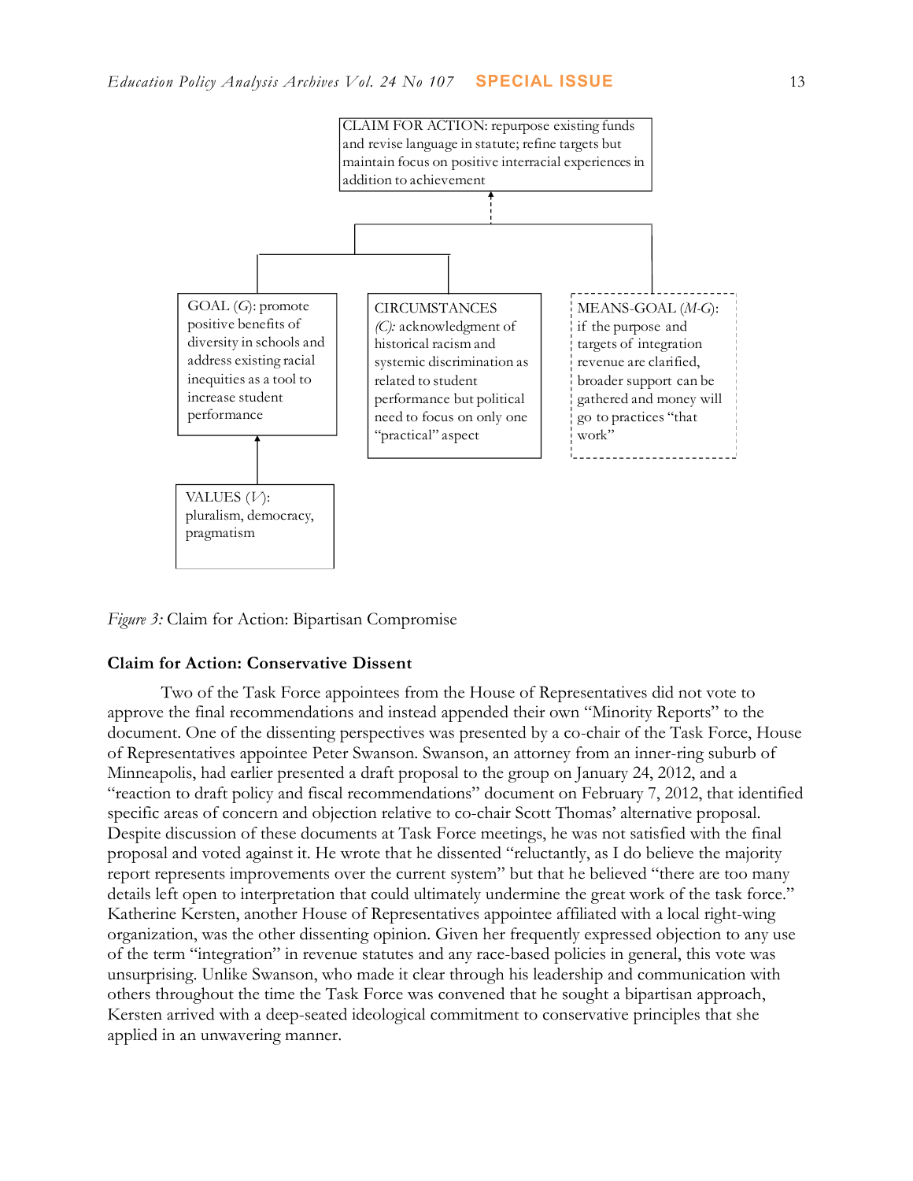CLAIM FOR ACTION: repurpose existing funds and revise language in statute; refine targets but maintain focus on positive interracial experiences in addition to achievement

GOAL (*G*): promote positive benefits of diversity in schools and address existing racial inequities as a tool to increase student performance

CIRCUMSTANCES *(C):* acknowledgment of historical racism and systemic discrimination as related to student performance but political need to focus on only one "practical" aspect

MEANS-GOAL (*M-G*): if the purpose and targets of integration revenue are clarified, broader support can be gathered and money will go to practices "that work"

VALUES (*V*): pluralism, democracy, pragmatism

*Figure 3:* Claim for Action: Bipartisan Compromise

**Claim for Action: Conservative Dissent**

Two of the Task Force appointees from the House of Representatives did not vote to approve the final recommendations and instead appended their own "Minority Reports" to the document. One of the dissenting perspectives was presented by a co-chair of the Task Force, House of Representatives appointee Peter Swanson. Swanson, an attorney from an inner-ring suburb of Minneapolis, had earlier presented a draft proposal to the group on January 24, 2012, and a "reaction to draft policy and fiscal recommendations" document on February 7, 2012, that identified specific areas of concern and objection relative to co-chair Scott Thomas' alternative proposal. Despite discussion of these documents at Task Force meetings, he was not satisfied with the final proposal and voted against it. He wrote that he dissented "reluctantly, as I do believe the majority report represents improvements over the current system" but that he believed "there are too many details left open to interpretation that could ultimately undermine the great work of the task force." Katherine Kersten, another House of Representatives appointee affiliated with a local right-wing organization, was the other dissenting opinion. Given her frequently expressed objection to any use of the term "integration" in revenue statutes and any race-based policies in general, this vote was unsurprising. Unlike Swanson, who made it clear through his leadership and communication with others throughout the time the Task Force was convened that he sought a bipartisan approach, Kersten arrived with a deep-seated ideological commitment to conservative principles that she applied in an unwavering manner.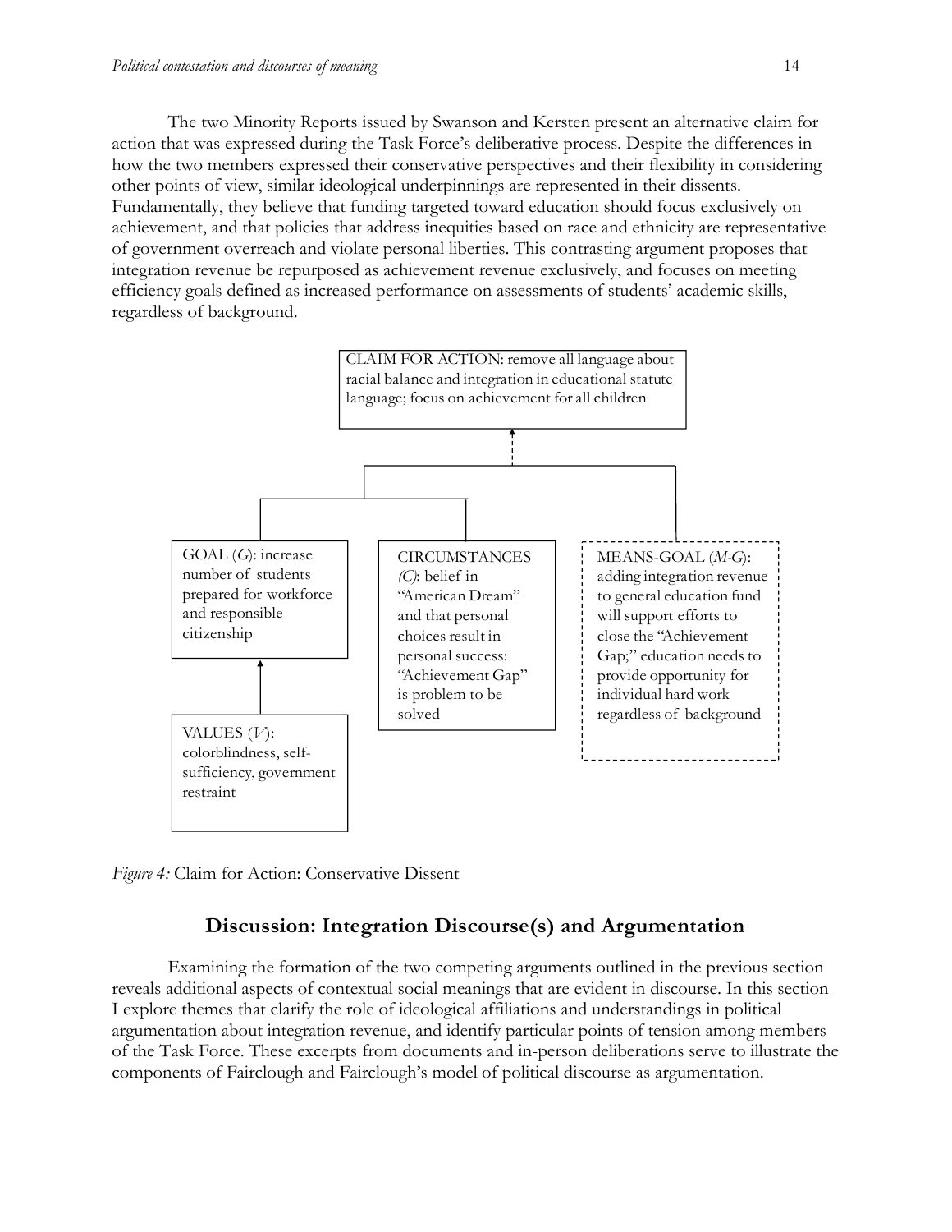The two Minority Reports issued by Swanson and Kersten present an alternative claim for action that was expressed during the Task Force's deliberative process. Despite the differences in how the two members expressed their conservative perspectives and their flexibility in considering other points of view, similar ideological underpinnings are represented in their dissents. Fundamentally, they believe that funding targeted toward education should focus exclusively on achievement, and that policies that address inequities based on race and ethnicity are representative of government overreach and violate personal liberties. This contrasting argument proposes that integration revenue be repurposed as achievement revenue exclusively, and focuses on meeting efficiency goals defined as increased performance on assessments of students' academic skills, regardless of background.

CLAIM FOR ACTION: remove all language about racial balance and integration in educational statute language; focus on achievement for all children

GOAL (*G*): increase number of students prepared for workforce and responsible citizenship

CIRCUMSTANCES (*C*): belief in "American Dream" and that personal choices result in personal success: "Achievement Gap" is problem to be solved

MEANS-GOAL (*M-G*): adding integration revenue to general education fund will support efforts to close the "Achievement Gap;" education needs to provide opportunity for individual hard work regardless of background

VALUES (*V*): colorblindness, self-sufficiency, government restraint

*Figure 4:* Claim for Action: Conservative Dissent

## Discussion: Integration Discourse(s) and Argumentation

Examining the formation of the two competing arguments outlined in the previous section reveals additional aspects of contextual social meanings that are evident in discourse. In this section I explore themes that clarify the role of ideological affiliations and understandings in political argumentation about integration revenue, and identify particular points of tension among members of the Task Force. These excerpts from documents and in-person deliberations serve to illustrate the components of Fairclough and Fairclough's model of political discourse as argumentation.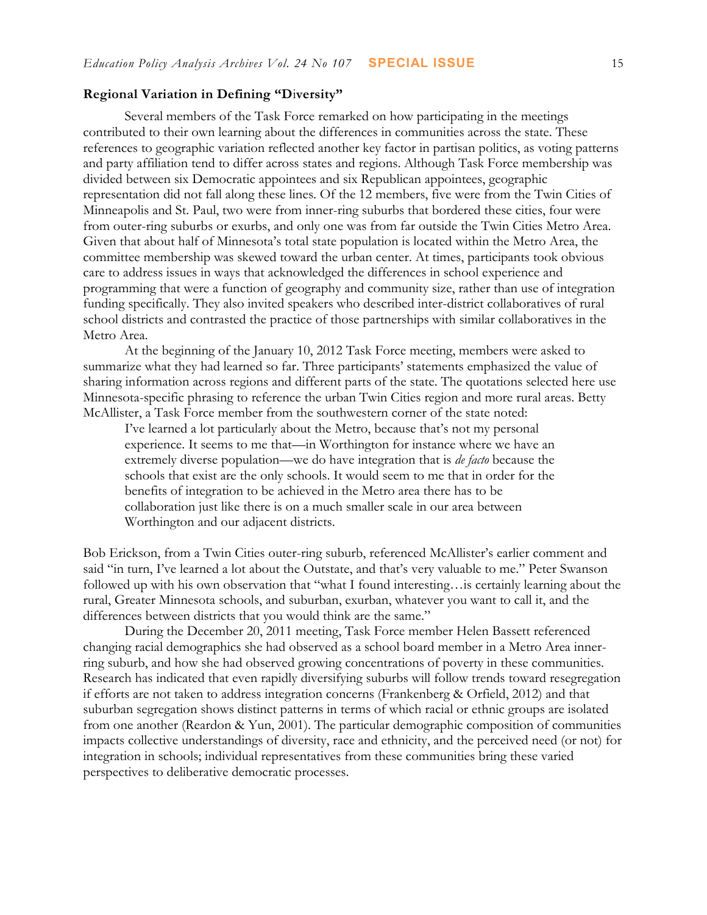**Regional Variation in Defining "Diversity"**

Several members of the Task Force remarked on how participating in the meetings contributed to their own learning about the differences in communities across the state. These references to geographic variation reflected another key factor in partisan politics, as voting patterns and party affiliation tend to differ across states and regions. Although Task Force membership was divided between six Democratic appointees and six Republican appointees, geographic representation did not fall along these lines. Of the 12 members, five were from the Twin Cities of Minneapolis and St. Paul, two were from inner-ring suburbs that bordered these cities, four were from outer-ring suburbs or exurbs, and only one was from far outside the Twin Cities Metro Area. Given that about half of Minnesota's total state population is located within the Metro Area, the committee membership was skewed toward the urban center. At times, participants took obvious care to address issues in ways that acknowledged the differences in school experience and programming that were a function of geography and community size, rather than use of integration funding specifically. They also invited speakers who described inter-district collaboratives of rural school districts and contrasted the practice of those partnerships with similar collaboratives in the Metro Area.

At the beginning of the January 10, 2012 Task Force meeting, members were asked to summarize what they had learned so far. Three participants' statements emphasized the value of sharing information across regions and different parts of the state. The quotations selected here use Minnesota-specific phrasing to reference the urban Twin Cities region and more rural areas. Betty McAllister, a Task Force member from the southwestern corner of the state noted:

> I've learned a lot particularly about the Metro, because that's not my personal experience. It seems to me that—in Worthington for instance where we have an extremely diverse population—we do have integration that is *de facto* because the schools that exist are the only schools. It would seem to me that in order for the benefits of integration to be achieved in the Metro area there has to be collaboration just like there is on a much smaller scale in our area between Worthington and our adjacent districts.

Bob Erickson, from a Twin Cities outer-ring suburb, referenced McAllister's earlier comment and said "in turn, I've learned a lot about the Outstate, and that's very valuable to me." Peter Swanson followed up with his own observation that "what I found interesting…is certainly learning about the rural, Greater Minnesota schools, and suburban, exurban, whatever you want to call it, and the differences between districts that you would think are the same."

During the December 20, 2011 meeting, Task Force member Helen Bassett referenced changing racial demographics she had observed as a school board member in a Metro Area inner-ring suburb, and how she had observed growing concentrations of poverty in these communities. Research has indicated that even rapidly diversifying suburbs will follow trends toward resegregation if efforts are not taken to address integration concerns (Frankenberg & Orfield, 2012) and that suburban segregation shows distinct patterns in terms of which racial or ethnic groups are isolated from one another (Reardon & Yun, 2001). The particular demographic composition of communities impacts collective understandings of diversity, race and ethnicity, and the perceived need (or not) for integration in schools; individual representatives from these communities bring these varied perspectives to deliberative democratic processes.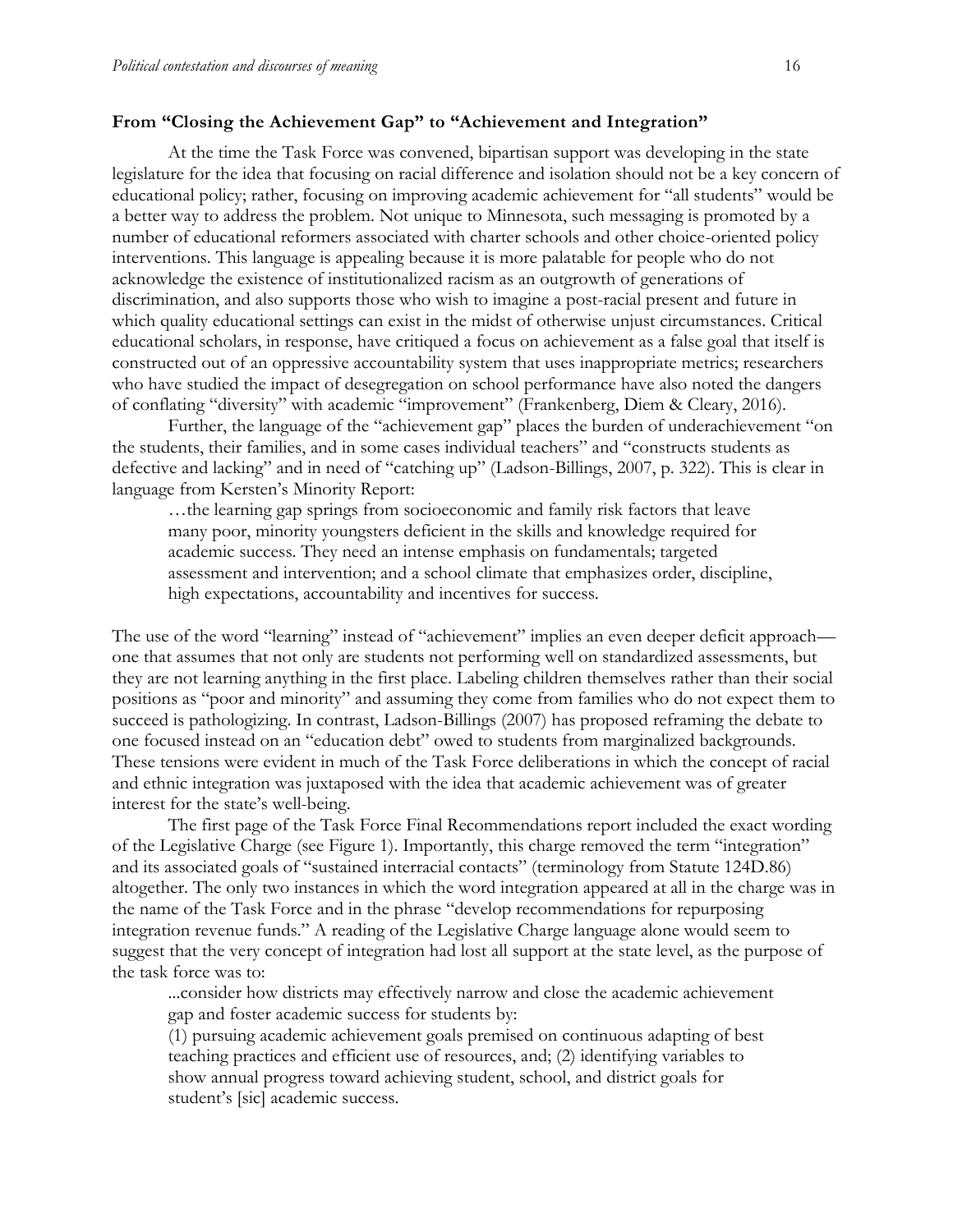### From "Closing the Achievement Gap" to "Achievement and Integration"

At the time the Task Force was convened, bipartisan support was developing in the state legislature for the idea that focusing on racial difference and isolation should not be a key concern of educational policy; rather, focusing on improving academic achievement for "all students" would be a better way to address the problem. Not unique to Minnesota, such messaging is promoted by a number of educational reformers associated with charter schools and other choice-oriented policy interventions. This language is appealing because it is more palatable for people who do not acknowledge the existence of institutionalized racism as an outgrowth of generations of discrimination, and also supports those who wish to imagine a post-racial present and future in which quality educational settings can exist in the midst of otherwise unjust circumstances. Critical educational scholars, in response, have critiqued a focus on achievement as a false goal that itself is constructed out of an oppressive accountability system that uses inappropriate metrics; researchers who have studied the impact of desegregation on school performance have also noted the dangers of conflating "diversity" with academic "improvement" (Frankenberg, Diem & Cleary, 2016).

Further, the language of the "achievement gap" places the burden of underachievement "on the students, their families, and in some cases individual teachers" and "constructs students as defective and lacking" and in need of "catching up" (Ladson-Billings, 2007, p. 322). This is clear in language from Kersten's Minority Report:

> …the learning gap springs from socioeconomic and family risk factors that leave many poor, minority youngsters deficient in the skills and knowledge required for academic success. They need an intense emphasis on fundamentals; targeted assessment and intervention; and a school climate that emphasizes order, discipline, high expectations, accountability and incentives for success.

The use of the word "learning" instead of "achievement" implies an even deeper deficit approach—one that assumes that not only are students not performing well on standardized assessments, but they are not learning anything in the first place. Labeling children themselves rather than their social positions as "poor and minority" and assuming they come from families who do not expect them to succeed is pathologizing. In contrast, Ladson-Billings (2007) has proposed reframing the debate to one focused instead on an "education debt" owed to students from marginalized backgrounds. These tensions were evident in much of the Task Force deliberations in which the concept of racial and ethnic integration was juxtaposed with the idea that academic achievement was of greater interest for the state's well-being.

The first page of the Task Force Final Recommendations report included the exact wording of the Legislative Charge (see Figure 1). Importantly, this charge removed the term "integration" and its associated goals of "sustained interracial contacts" (terminology from Statute 124D.86) altogether. The only two instances in which the word integration appeared at all in the charge was in the name of the Task Force and in the phrase "develop recommendations for repurposing integration revenue funds." A reading of the Legislative Charge language alone would seem to suggest that the very concept of integration had lost all support at the state level, as the purpose of the task force was to:

> ...consider how districts may effectively narrow and close the academic achievement gap and foster academic success for students by:
> (1) pursuing academic achievement goals premised on continuous adapting of best teaching practices and efficient use of resources, and; (2) identifying variables to show annual progress toward achieving student, school, and district goals for student's [sic] academic success.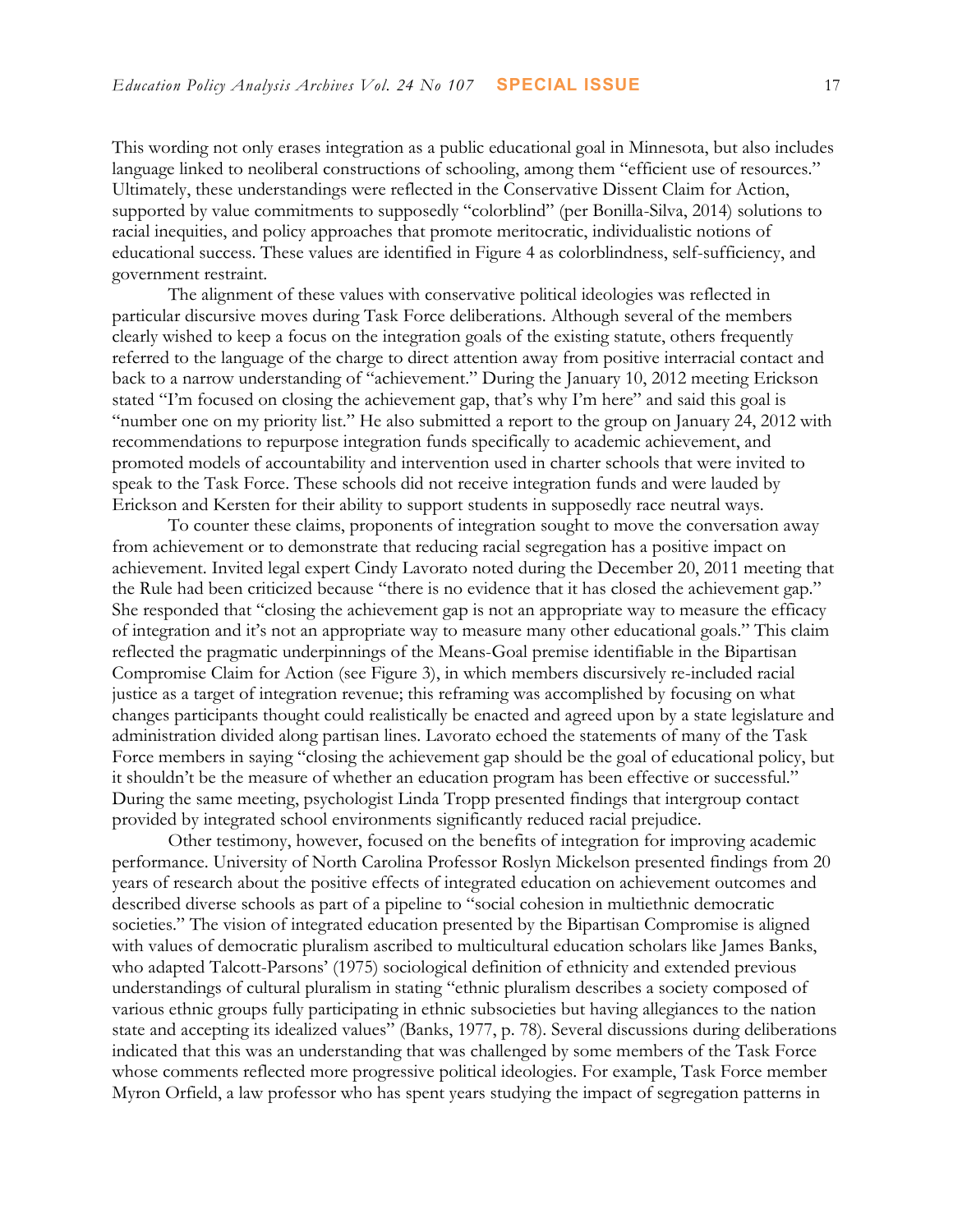This wording not only erases integration as a public educational goal in Minnesota, but also includes language linked to neoliberal constructions of schooling, among them "efficient use of resources." Ultimately, these understandings were reflected in the Conservative Dissent Claim for Action, supported by value commitments to supposedly "colorblind" (per Bonilla-Silva, 2014) solutions to racial inequities, and policy approaches that promote meritocratic, individualistic notions of educational success. These values are identified in Figure 4 as colorblindness, self-sufficiency, and government restraint.

The alignment of these values with conservative political ideologies was reflected in particular discursive moves during Task Force deliberations. Although several of the members clearly wished to keep a focus on the integration goals of the existing statute, others frequently referred to the language of the charge to direct attention away from positive interracial contact and back to a narrow understanding of "achievement." During the January 10, 2012 meeting Erickson stated "I'm focused on closing the achievement gap, that's why I'm here" and said this goal is "number one on my priority list." He also submitted a report to the group on January 24, 2012 with recommendations to repurpose integration funds specifically to academic achievement, and promoted models of accountability and intervention used in charter schools that were invited to speak to the Task Force. These schools did not receive integration funds and were lauded by Erickson and Kersten for their ability to support students in supposedly race neutral ways.

To counter these claims, proponents of integration sought to move the conversation away from achievement or to demonstrate that reducing racial segregation has a positive impact on achievement. Invited legal expert Cindy Lavorato noted during the December 20, 2011 meeting that the Rule had been criticized because "there is no evidence that it has closed the achievement gap." She responded that "closing the achievement gap is not an appropriate way to measure the efficacy of integration and it's not an appropriate way to measure many other educational goals." This claim reflected the pragmatic underpinnings of the Means-Goal premise identifiable in the Bipartisan Compromise Claim for Action (see Figure 3), in which members discursively re-included racial justice as a target of integration revenue; this reframing was accomplished by focusing on what changes participants thought could realistically be enacted and agreed upon by a state legislature and administration divided along partisan lines. Lavorato echoed the statements of many of the Task Force members in saying "closing the achievement gap should be the goal of educational policy, but it shouldn't be the measure of whether an education program has been effective or successful." During the same meeting, psychologist Linda Tropp presented findings that intergroup contact provided by integrated school environments significantly reduced racial prejudice.

Other testimony, however, focused on the benefits of integration for improving academic performance. University of North Carolina Professor Roslyn Mickelson presented findings from 20 years of research about the positive effects of integrated education on achievement outcomes and described diverse schools as part of a pipeline to "social cohesion in multiethnic democratic societies." The vision of integrated education presented by the Bipartisan Compromise is aligned with values of democratic pluralism ascribed to multicultural education scholars like James Banks, who adapted Talcott-Parsons' (1975) sociological definition of ethnicity and extended previous understandings of cultural pluralism in stating "ethnic pluralism describes a society composed of various ethnic groups fully participating in ethnic subsocieties but having allegiances to the nation state and accepting its idealized values" (Banks, 1977, p. 78). Several discussions during deliberations indicated that this was an understanding that was challenged by some members of the Task Force whose comments reflected more progressive political ideologies. For example, Task Force member Myron Orfield, a law professor who has spent years studying the impact of segregation patterns in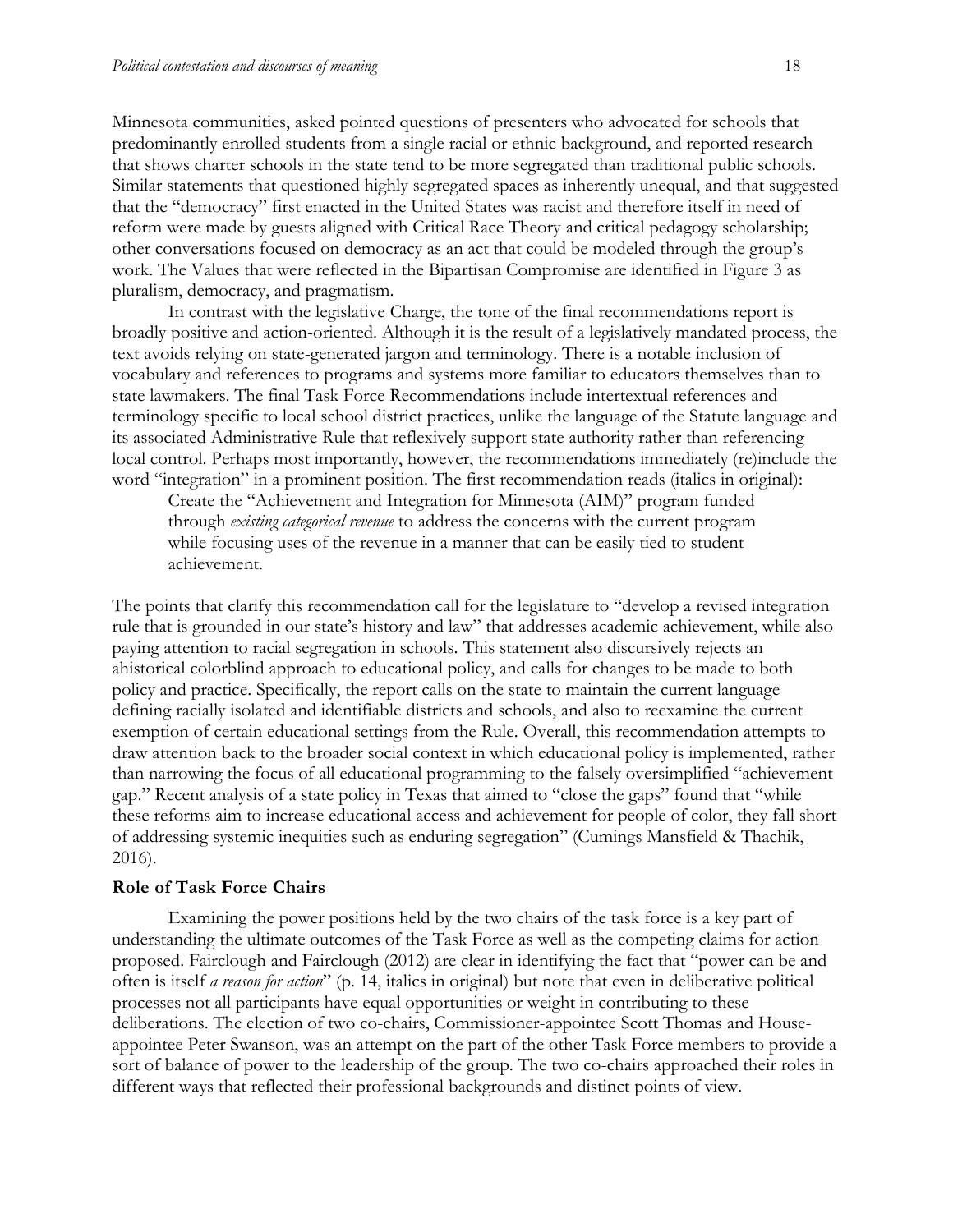Minnesota communities, asked pointed questions of presenters who advocated for schools that predominantly enrolled students from a single racial or ethnic background, and reported research that shows charter schools in the state tend to be more segregated than traditional public schools. Similar statements that questioned highly segregated spaces as inherently unequal, and that suggested that the "democracy" first enacted in the United States was racist and therefore itself in need of reform were made by guests aligned with Critical Race Theory and critical pedagogy scholarship; other conversations focused on democracy as an act that could be modeled through the group's work. The Values that were reflected in the Bipartisan Compromise are identified in Figure 3 as pluralism, democracy, and pragmatism.

In contrast with the legislative Charge, the tone of the final recommendations report is broadly positive and action-oriented. Although it is the result of a legislatively mandated process, the text avoids relying on state-generated jargon and terminology. There is a notable inclusion of vocabulary and references to programs and systems more familiar to educators themselves than to state lawmakers. The final Task Force Recommendations include intertextual references and terminology specific to local school district practices, unlike the language of the Statute language and its associated Administrative Rule that reflexively support state authority rather than referencing local control. Perhaps most importantly, however, the recommendations immediately (re)include the word "integration" in a prominent position. The first recommendation reads (italics in original):

> Create the "Achievement and Integration for Minnesota (AIM)" program funded through *existing categorical revenue* to address the concerns with the current program while focusing uses of the revenue in a manner that can be easily tied to student achievement.

The points that clarify this recommendation call for the legislature to "develop a revised integration rule that is grounded in our state's history and law" that addresses academic achievement, while also paying attention to racial segregation in schools. This statement also discursively rejects an ahistorical colorblind approach to educational policy, and calls for changes to be made to both policy and practice. Specifically, the report calls on the state to maintain the current language defining racially isolated and identifiable districts and schools, and also to reexamine the current exemption of certain educational settings from the Rule. Overall, this recommendation attempts to draw attention back to the broader social context in which educational policy is implemented, rather than narrowing the focus of all educational programming to the falsely oversimplified "achievement gap." Recent analysis of a state policy in Texas that aimed to "close the gaps" found that "while these reforms aim to increase educational access and achievement for people of color, they fall short of addressing systemic inequities such as enduring segregation" (Cumings Mansfield & Thachik, 2016).

**Role of Task Force Chairs**

Examining the power positions held by the two chairs of the task force is a key part of understanding the ultimate outcomes of the Task Force as well as the competing claims for action proposed. Fairclough and Fairclough (2012) are clear in identifying the fact that "power can be and often is itself *a reason for action*" (p. 14, italics in original) but note that even in deliberative political processes not all participants have equal opportunities or weight in contributing to these deliberations. The election of two co-chairs, Commissioner-appointee Scott Thomas and House-appointee Peter Swanson, was an attempt on the part of the other Task Force members to provide a sort of balance of power to the leadership of the group. The two co-chairs approached their roles in different ways that reflected their professional backgrounds and distinct points of view.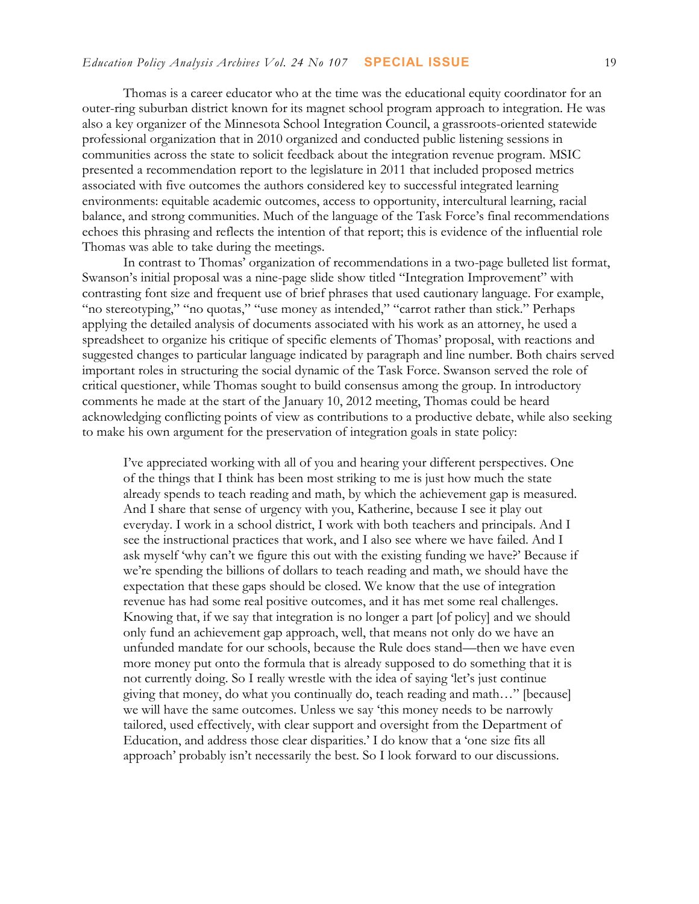Thomas is a career educator who at the time was the educational equity coordinator for an outer-ring suburban district known for its magnet school program approach to integration. He was also a key organizer of the Minnesota School Integration Council, a grassroots-oriented statewide professional organization that in 2010 organized and conducted public listening sessions in communities across the state to solicit feedback about the integration revenue program. MSIC presented a recommendation report to the legislature in 2011 that included proposed metrics associated with five outcomes the authors considered key to successful integrated learning environments: equitable academic outcomes, access to opportunity, intercultural learning, racial balance, and strong communities. Much of the language of the Task Force's final recommendations echoes this phrasing and reflects the intention of that report; this is evidence of the influential role Thomas was able to take during the meetings.

In contrast to Thomas' organization of recommendations in a two-page bulleted list format, Swanson's initial proposal was a nine-page slide show titled "Integration Improvement" with contrasting font size and frequent use of brief phrases that used cautionary language. For example, "no stereotyping," "no quotas," "use money as intended," "carrot rather than stick." Perhaps applying the detailed analysis of documents associated with his work as an attorney, he used a spreadsheet to organize his critique of specific elements of Thomas' proposal, with reactions and suggested changes to particular language indicated by paragraph and line number. Both chairs served important roles in structuring the social dynamic of the Task Force. Swanson served the role of critical questioner, while Thomas sought to build consensus among the group. In introductory comments he made at the start of the January 10, 2012 meeting, Thomas could be heard acknowledging conflicting points of view as contributions to a productive debate, while also seeking to make his own argument for the preservation of integration goals in state policy:

> I've appreciated working with all of you and hearing your different perspectives. One of the things that I think has been most striking to me is just how much the state already spends to teach reading and math, by which the achievement gap is measured. And I share that sense of urgency with you, Katherine, because I see it play out everyday. I work in a school district, I work with both teachers and principals. And I see the instructional practices that work, and I also see where we have failed. And I ask myself 'why can't we figure this out with the existing funding we have?' Because if we're spending the billions of dollars to teach reading and math, we should have the expectation that these gaps should be closed. We know that the use of integration revenue has had some real positive outcomes, and it has met some real challenges. Knowing that, if we say that integration is no longer a part [of policy] and we should only fund an achievement gap approach, well, that means not only do we have an unfunded mandate for our schools, because the Rule does stand—then we have even more money put onto the formula that is already supposed to do something that it is not currently doing. So I really wrestle with the idea of saying 'let's just continue giving that money, do what you continually do, teach reading and math…" [because] we will have the same outcomes. Unless we say 'this money needs to be narrowly tailored, used effectively, with clear support and oversight from the Department of Education, and address those clear disparities.' I do know that a 'one size fits all approach' probably isn't necessarily the best. So I look forward to our discussions.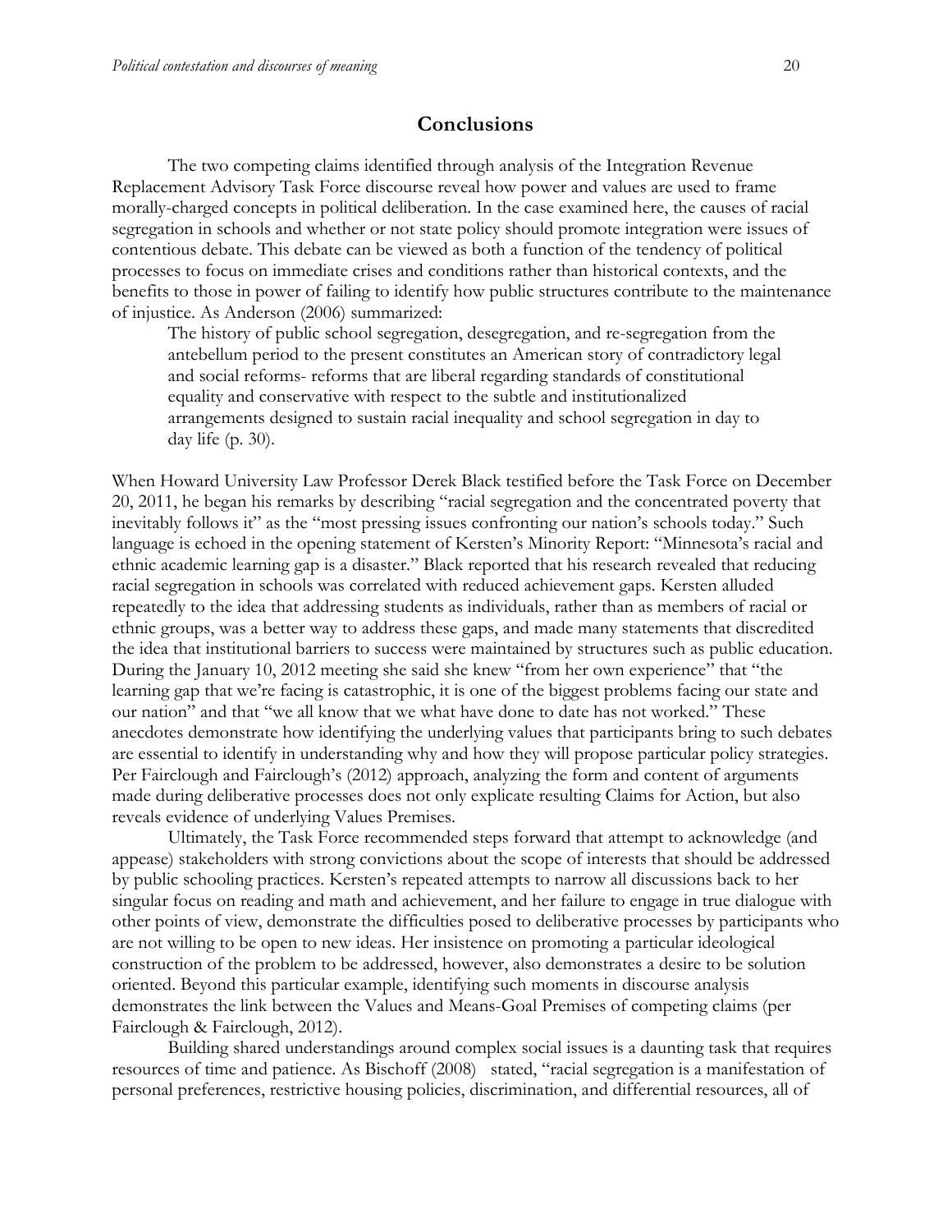## Conclusions

The two competing claims identified through analysis of the Integration Revenue Replacement Advisory Task Force discourse reveal how power and values are used to frame morally-charged concepts in political deliberation. In the case examined here, the causes of racial segregation in schools and whether or not state policy should promote integration were issues of contentious debate. This debate can be viewed as both a function of the tendency of political processes to focus on immediate crises and conditions rather than historical contexts, and the benefits to those in power of failing to identify how public structures contribute to the maintenance of injustice. As Anderson (2006) summarized:

> The history of public school segregation, desegregation, and re-segregation from the antebellum period to the present constitutes an American story of contradictory legal and social reforms- reforms that are liberal regarding standards of constitutional equality and conservative with respect to the subtle and institutionalized arrangements designed to sustain racial inequality and school segregation in day to day life (p. 30).

When Howard University Law Professor Derek Black testified before the Task Force on December 20, 2011, he began his remarks by describing "racial segregation and the concentrated poverty that inevitably follows it" as the "most pressing issues confronting our nation's schools today." Such language is echoed in the opening statement of Kersten's Minority Report: "Minnesota's racial and ethnic academic learning gap is a disaster." Black reported that his research revealed that reducing racial segregation in schools was correlated with reduced achievement gaps. Kersten alluded repeatedly to the idea that addressing students as individuals, rather than as members of racial or ethnic groups, was a better way to address these gaps, and made many statements that discredited the idea that institutional barriers to success were maintained by structures such as public education. During the January 10, 2012 meeting she said she knew "from her own experience" that "the learning gap that we're facing is catastrophic, it is one of the biggest problems facing our state and our nation" and that "we all know that we what have done to date has not worked." These anecdotes demonstrate how identifying the underlying values that participants bring to such debates are essential to identify in understanding why and how they will propose particular policy strategies. Per Fairclough and Fairclough's (2012) approach, analyzing the form and content of arguments made during deliberative processes does not only explicate resulting Claims for Action, but also reveals evidence of underlying Values Premises.

Ultimately, the Task Force recommended steps forward that attempt to acknowledge (and appease) stakeholders with strong convictions about the scope of interests that should be addressed by public schooling practices. Kersten's repeated attempts to narrow all discussions back to her singular focus on reading and math and achievement, and her failure to engage in true dialogue with other points of view, demonstrate the difficulties posed to deliberative processes by participants who are not willing to be open to new ideas. Her insistence on promoting a particular ideological construction of the problem to be addressed, however, also demonstrates a desire to be solution oriented. Beyond this particular example, identifying such moments in discourse analysis demonstrates the link between the Values and Means-Goal Premises of competing claims (per Fairclough & Fairclough, 2012).

Building shared understandings around complex social issues is a daunting task that requires resources of time and patience. As Bischoff (2008) stated, "racial segregation is a manifestation of personal preferences, restrictive housing policies, discrimination, and differential resources, all of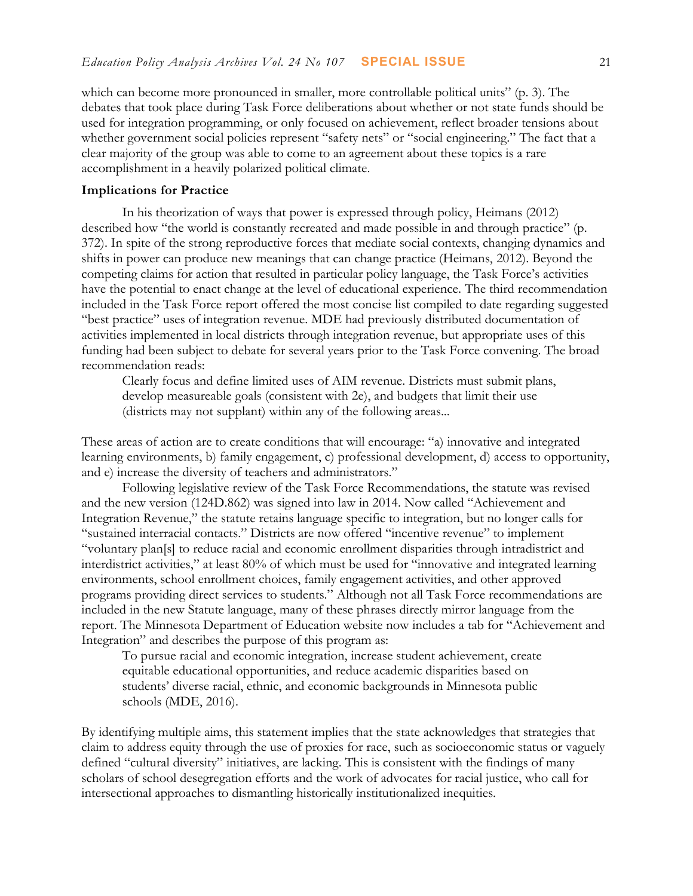which can become more pronounced in smaller, more controllable political units" (p. 3). The debates that took place during Task Force deliberations about whether or not state funds should be used for integration programming, or only focused on achievement, reflect broader tensions about whether government social policies represent "safety nets" or "social engineering." The fact that a clear majority of the group was able to come to an agreement about these topics is a rare accomplishment in a heavily polarized political climate.

**Implications for Practice**

In his theorization of ways that power is expressed through policy, Heimans (2012) described how "the world is constantly recreated and made possible in and through practice" (p. 372). In spite of the strong reproductive forces that mediate social contexts, changing dynamics and shifts in power can produce new meanings that can change practice (Heimans, 2012). Beyond the competing claims for action that resulted in particular policy language, the Task Force's activities have the potential to enact change at the level of educational experience. The third recommendation included in the Task Force report offered the most concise list compiled to date regarding suggested "best practice" uses of integration revenue. MDE had previously distributed documentation of activities implemented in local districts through integration revenue, but appropriate uses of this funding had been subject to debate for several years prior to the Task Force convening. The broad recommendation reads:

> Clearly focus and define limited uses of AIM revenue. Districts must submit plans, develop measureable goals (consistent with 2e), and budgets that limit their use (districts may not supplant) within any of the following areas...

These areas of action are to create conditions that will encourage: "a) innovative and integrated learning environments, b) family engagement, c) professional development, d) access to opportunity, and e) increase the diversity of teachers and administrators."

Following legislative review of the Task Force Recommendations, the statute was revised and the new version (124D.862) was signed into law in 2014. Now called "Achievement and Integration Revenue," the statute retains language specific to integration, but no longer calls for "sustained interracial contacts." Districts are now offered "incentive revenue" to implement "voluntary plan[s] to reduce racial and economic enrollment disparities through intradistrict and interdistrict activities," at least 80% of which must be used for "innovative and integrated learning environments, school enrollment choices, family engagement activities, and other approved programs providing direct services to students." Although not all Task Force recommendations are included in the new Statute language, many of these phrases directly mirror language from the report. The Minnesota Department of Education website now includes a tab for "Achievement and Integration" and describes the purpose of this program as:

> To pursue racial and economic integration, increase student achievement, create equitable educational opportunities, and reduce academic disparities based on students' diverse racial, ethnic, and economic backgrounds in Minnesota public schools (MDE, 2016).

By identifying multiple aims, this statement implies that the state acknowledges that strategies that claim to address equity through the use of proxies for race, such as socioeconomic status or vaguely defined "cultural diversity" initiatives, are lacking. This is consistent with the findings of many scholars of school desegregation efforts and the work of advocates for racial justice, who call for intersectional approaches to dismantling historically institutionalized inequities.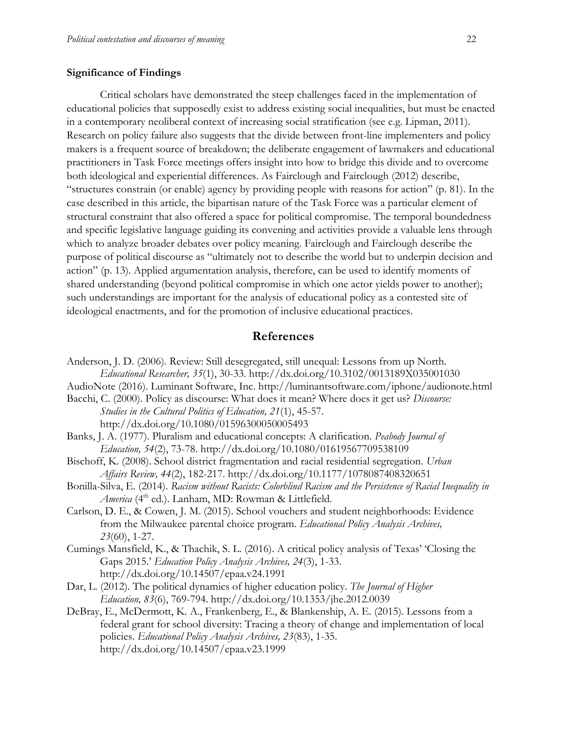### Significance of Findings

Critical scholars have demonstrated the steep challenges faced in the implementation of educational policies that supposedly exist to address existing social inequalities, but must be enacted in a contemporary neoliberal context of increasing social stratification (see e.g. Lipman, 2011). Research on policy failure also suggests that the divide between front-line implementers and policy makers is a frequent source of breakdown; the deliberate engagement of lawmakers and educational practitioners in Task Force meetings offers insight into how to bridge this divide and to overcome both ideological and experiential differences. As Fairclough and Fairclough (2012) describe, "structures constrain (or enable) agency by providing people with reasons for action" (p. 81). In the case described in this article, the bipartisan nature of the Task Force was a particular element of structural constraint that also offered a space for political compromise. The temporal boundedness and specific legislative language guiding its convening and activities provide a valuable lens through which to analyze broader debates over policy meaning. Fairclough and Fairclough describe the purpose of political discourse as "ultimately not to describe the world but to underpin decision and action" (p. 13). Applied argumentation analysis, therefore, can be used to identify moments of shared understanding (beyond political compromise in which one actor yields power to another); such understandings are important for the analysis of educational policy as a contested site of ideological enactments, and for the promotion of inclusive educational practices.

## References

Anderson, J. D. (2006). Review: Still desegregated, still unequal: Lessons from up North. *Educational Researcher, 35*(1), 30-33. http://dx.doi.org/10.3102/0013189X035001030

AudioNote (2016). Luminant Software, Inc. http://luminantsoftware.com/iphone/audionote.html

Bacchi, C. (2000). Policy as discourse: What does it mean? Where does it get us? *Discourse: Studies in the Cultural Politics of Education, 21*(1), 45-57. http://dx.doi.org/10.1080/01596300050005493

Banks, J. A. (1977). Pluralism and educational concepts: A clarification. *Peabody Journal of Education, 54*(2), 73-78. http://dx.doi.org/10.1080/01619567709538109

Bischoff, K. (2008). School district fragmentation and racial residential segregation. *Urban Affairs Review, 44*(2), 182-217. http://dx.doi.org/10.1177/1078087408320651

Bonilla-Silva, E. (2014). *Racism without Racists: Colorblind Racism and the Persistence of Racial Inequality in America* (4th ed.). Lanham, MD: Rowman & Littlefield.

Carlson, D. E., & Cowen, J. M. (2015). School vouchers and student neighborhoods: Evidence from the Milwaukee parental choice program. *Educational Policy Analysis Archives, 23*(60), 1-27.

Cumings Mansfield, K., & Thachik, S. L. (2016). A critical policy analysis of Texas' 'Closing the Gaps 2015.' *Education Policy Analysis Archives, 24*(3), 1-33. http://dx.doi.org/10.14507/epaa.v24.1991

Dar, L. (2012). The political dynamics of higher education policy. *The Journal of Higher Education, 83*(6), 769-794. http://dx.doi.org/10.1353/jhe.2012.0039

DeBray, E., McDermott, K. A., Frankenberg, E., & Blankenship, A. E. (2015). Lessons from a federal grant for school diversity: Tracing a theory of change and implementation of local policies. *Educational Policy Analysis Archives, 23*(83), 1-35. http://dx.doi.org/10.14507/epaa.v23.1999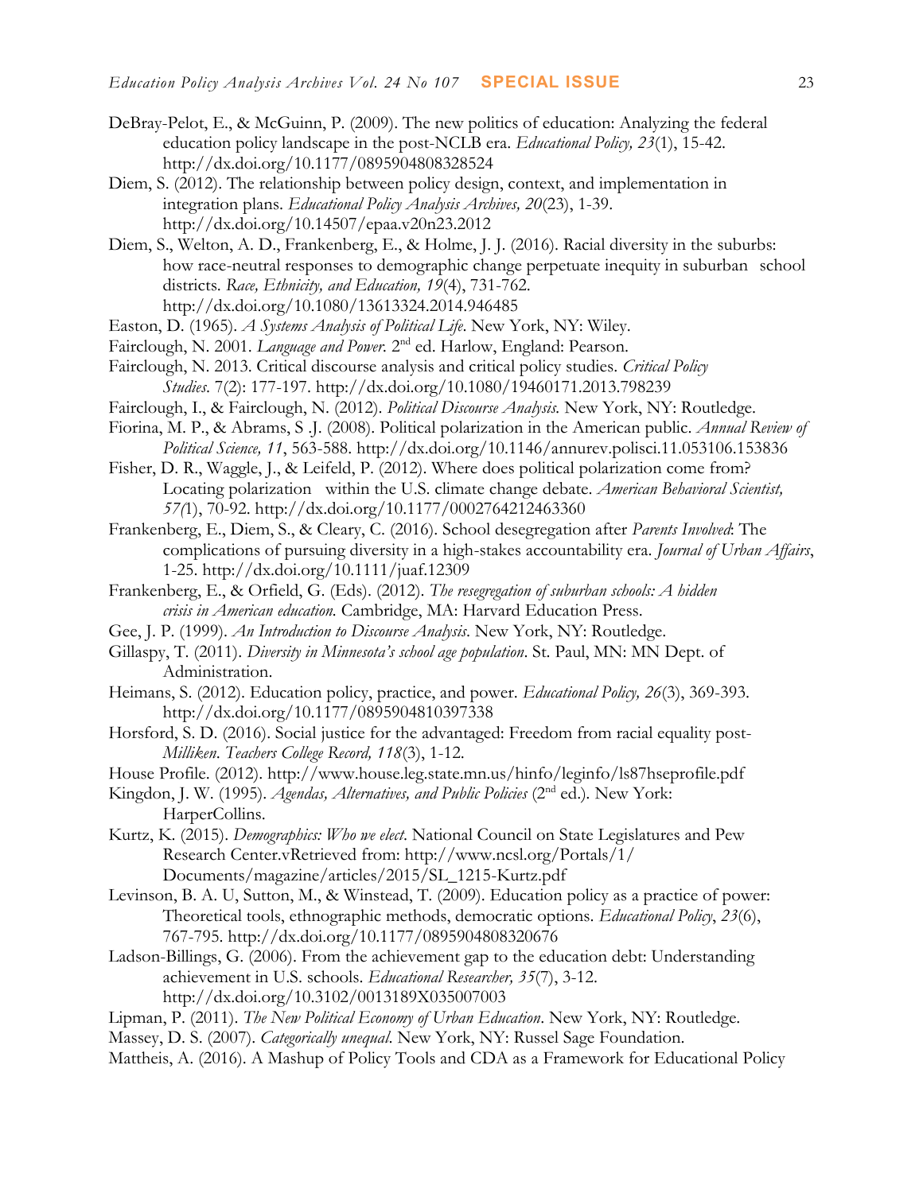DeBray-Pelot, E., & McGuinn, P. (2009). The new politics of education: Analyzing the federal education policy landscape in the post-NCLB era. *Educational Policy, 23*(1), 15-42. http://dx.doi.org/10.1177/0895904808328524

Diem, S. (2012). The relationship between policy design, context, and implementation in integration plans. *Educational Policy Analysis Archives, 20*(23), 1-39. http://dx.doi.org/10.14507/epaa.v20n23.2012

Diem, S., Welton, A. D., Frankenberg, E., & Holme, J. J. (2016). Racial diversity in the suburbs: how race-neutral responses to demographic change perpetuate inequity in suburban school districts. *Race, Ethnicity, and Education, 19*(4), 731-762. http://dx.doi.org/10.1080/13613324.2014.946485

Easton, D. (1965). *A Systems Analysis of Political Life*. New York, NY: Wiley.

Fairclough, N. 2001. *Language and Power.* 2nd ed. Harlow, England: Pearson.

Fairclough, N. 2013. Critical discourse analysis and critical policy studies. *Critical Policy Studies*. 7(2): 177-197. http://dx.doi.org/10.1080/19460171.2013.798239

Fairclough, I., & Fairclough, N. (2012). *Political Discourse Analysis.* New York, NY: Routledge.

Fiorina, M. P., & Abrams, S .J. (2008). Political polarization in the American public. *Annual Review of Political Science, 11*, 563-588. http://dx.doi.org/10.1146/annurev.polisci.11.053106.153836

Fisher, D. R., Waggle, J., & Leifeld, P. (2012). Where does political polarization come from? Locating polarization within the U.S. climate change debate. *American Behavioral Scientist, 57(*1), 70-92. http://dx.doi.org/10.1177/0002764212463360

Frankenberg, E., Diem, S., & Cleary, C. (2016). School desegregation after *Parents Involved*: The complications of pursuing diversity in a high-stakes accountability era. *Journal of Urban Affairs*, 1-25. http://dx.doi.org/10.1111/juaf.12309

Frankenberg, E., & Orfield, G. (Eds). (2012). *The resegregation of suburban schools: A hidden crisis in American education.* Cambridge, MA: Harvard Education Press.

Gee, J. P. (1999). *An Introduction to Discourse Analysis*. New York, NY: Routledge.

Gillaspy, T. (2011). *Diversity in Minnesota's school age population*. St. Paul, MN: MN Dept. of Administration.

Heimans, S. (2012). Education policy, practice, and power. *Educational Policy, 26*(3), 369-393. http://dx.doi.org/10.1177/0895904810397338

Horsford, S. D. (2016). Social justice for the advantaged: Freedom from racial equality post-*Milliken*. *Teachers College Record, 118*(3), 1-12.

House Profile. (2012). http://www.house.leg.state.mn.us/hinfo/leginfo/ls87hseprofile.pdf

Kingdon, J. W. (1995). *Agendas, Alternatives, and Public Policies* (2nd ed.). New York: HarperCollins.

Kurtz, K. (2015). *Demographics: Who we elect*. National Council on State Legislatures and Pew Research Center.vRetrieved from: http://www.ncsl.org/Portals/1/Documents/magazine/articles/2015/SL_1215-Kurtz.pdf

Levinson, B. A. U, Sutton, M., & Winstead, T. (2009). Education policy as a practice of power: Theoretical tools, ethnographic methods, democratic options. *Educational Policy*, *23*(6), 767-795. http://dx.doi.org/10.1177/0895904808320676

Ladson-Billings, G. (2006). From the achievement gap to the education debt: Understanding achievement in U.S. schools. *Educational Researcher, 35*(7), 3-12. http://dx.doi.org/10.3102/0013189X035007003

Lipman, P. (2011). *The New Political Economy of Urban Education*. New York, NY: Routledge.

Massey, D. S. (2007). *Categorically unequal*. New York, NY: Russel Sage Foundation.

Mattheis, A. (2016). A Mashup of Policy Tools and CDA as a Framework for Educational Policy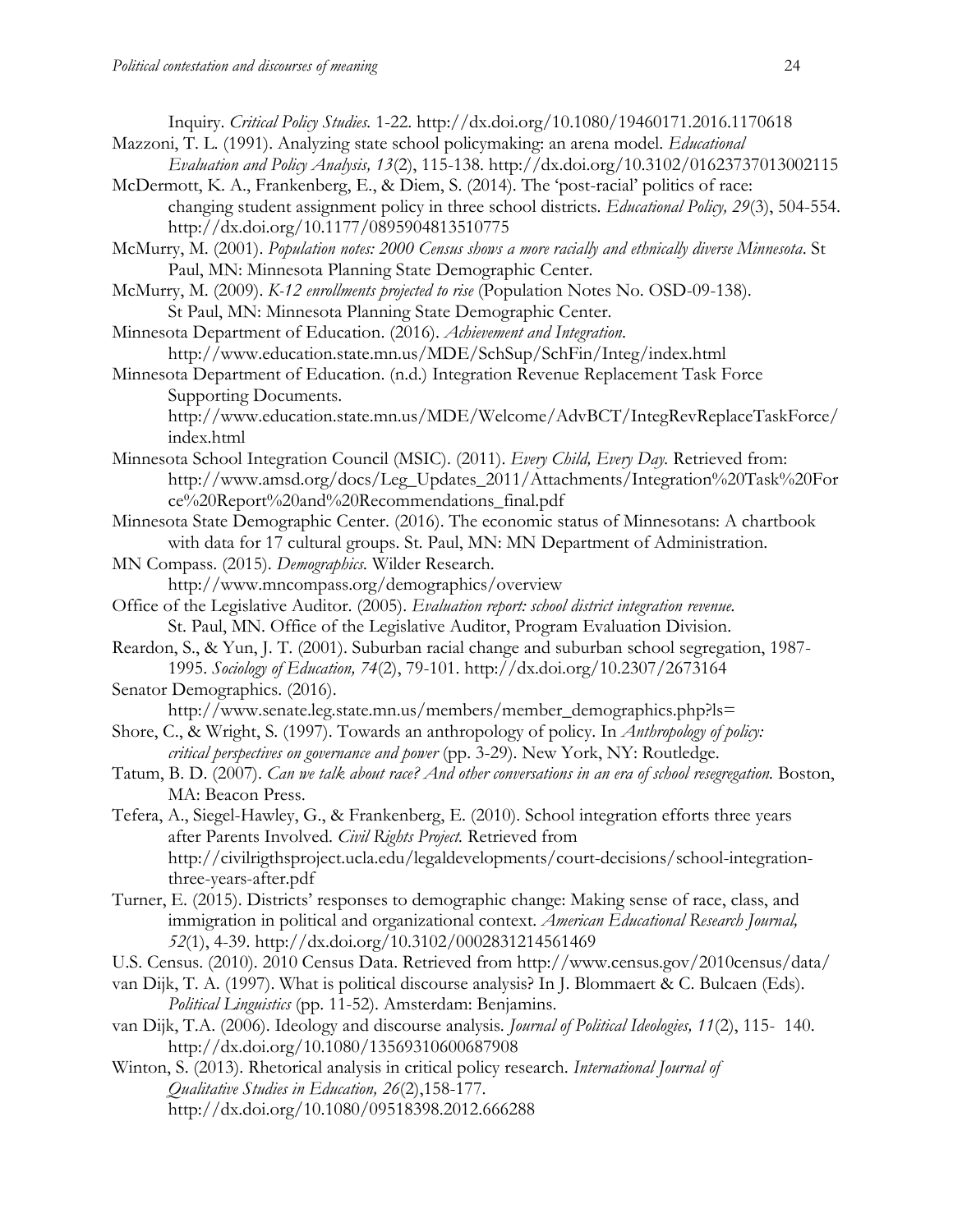Inquiry. *Critical Policy Studies.* 1-22. http://dx.doi.org/10.1080/19460171.2016.1170618

Mazzoni, T. L. (1991). Analyzing state school policymaking: an arena model. *Educational Evaluation and Policy Analysis, 13*(2), 115-138. http://dx.doi.org/10.3102/01623737013002115

McDermott, K. A., Frankenberg, E., & Diem, S. (2014). The 'post-racial' politics of race: changing student assignment policy in three school districts. *Educational Policy, 29*(3), 504-554. http://dx.doi.org/10.1177/0895904813510775

McMurry, M. (2001). *Population notes: 2000 Census shows a more racially and ethnically diverse Minnesota*. St Paul, MN: Minnesota Planning State Demographic Center.

McMurry, M. (2009). *K-12 enrollments projected to rise* (Population Notes No. OSD-09-138). St Paul, MN: Minnesota Planning State Demographic Center.

Minnesota Department of Education. (2016). *Achievement and Integration*. http://www.education.state.mn.us/MDE/SchSup/SchFin/Integ/index.html

Minnesota Department of Education. (n.d.) Integration Revenue Replacement Task Force Supporting Documents. http://www.education.state.mn.us/MDE/Welcome/AdvBCT/IntegRevReplaceTaskForce/index.html

Minnesota School Integration Council (MSIC). (2011). *Every Child, Every Day.* Retrieved from: http://www.amsd.org/docs/Leg_Updates_2011/Attachments/Integration%20Task%20Force%20Report%20and%20Recommendations_final.pdf

Minnesota State Demographic Center. (2016). The economic status of Minnesotans: A chartbook with data for 17 cultural groups. St. Paul, MN: MN Department of Administration.

MN Compass. (2015). *Demographics.* Wilder Research. http://www.mncompass.org/demographics/overview

Office of the Legislative Auditor. (2005). *Evaluation report: school district integration revenue.* St. Paul, MN. Office of the Legislative Auditor, Program Evaluation Division.

Reardon, S., & Yun, J. T. (2001). Suburban racial change and suburban school segregation, 1987-1995. *Sociology of Education, 74*(2), 79-101. http://dx.doi.org/10.2307/2673164

Senator Demographics. (2016). http://www.senate.leg.state.mn.us/members/member_demographics.php?ls=

Shore, C., & Wright, S. (1997). Towards an anthropology of policy. In *Anthropology of policy: critical perspectives on governance and power* (pp. 3-29). New York, NY: Routledge.

Tatum, B. D. (2007). *Can we talk about race? And other conversations in an era of school resegregation.* Boston, MA: Beacon Press.

Tefera, A., Siegel-Hawley, G., & Frankenberg, E. (2010). School integration efforts three years after Parents Involved. *Civil Rights Project.* Retrieved from http://civilrigthsproject.ucla.edu/legaldevelopments/court-decisions/school-integration-three-years-after.pdf

Turner, E. (2015). Districts' responses to demographic change: Making sense of race, class, and immigration in political and organizational context. *American Educational Research Journal, 52*(1), 4-39. http://dx.doi.org/10.3102/0002831214561469

U.S. Census. (2010). 2010 Census Data. Retrieved from http://www.census.gov/2010census/data/

van Dijk, T. A. (1997). What is political discourse analysis? In J. Blommaert & C. Bulcaen (Eds). *Political Linguistics* (pp. 11-52). Amsterdam: Benjamins.

van Dijk, T.A. (2006). Ideology and discourse analysis. *Journal of Political Ideologies, 11*(2), 115- 140. http://dx.doi.org/10.1080/13569310600687908

Winton, S. (2013). Rhetorical analysis in critical policy research. *International Journal of Qualitative Studies in Education, 26*(2),158-177. http://dx.doi.org/10.1080/09518398.2012.666288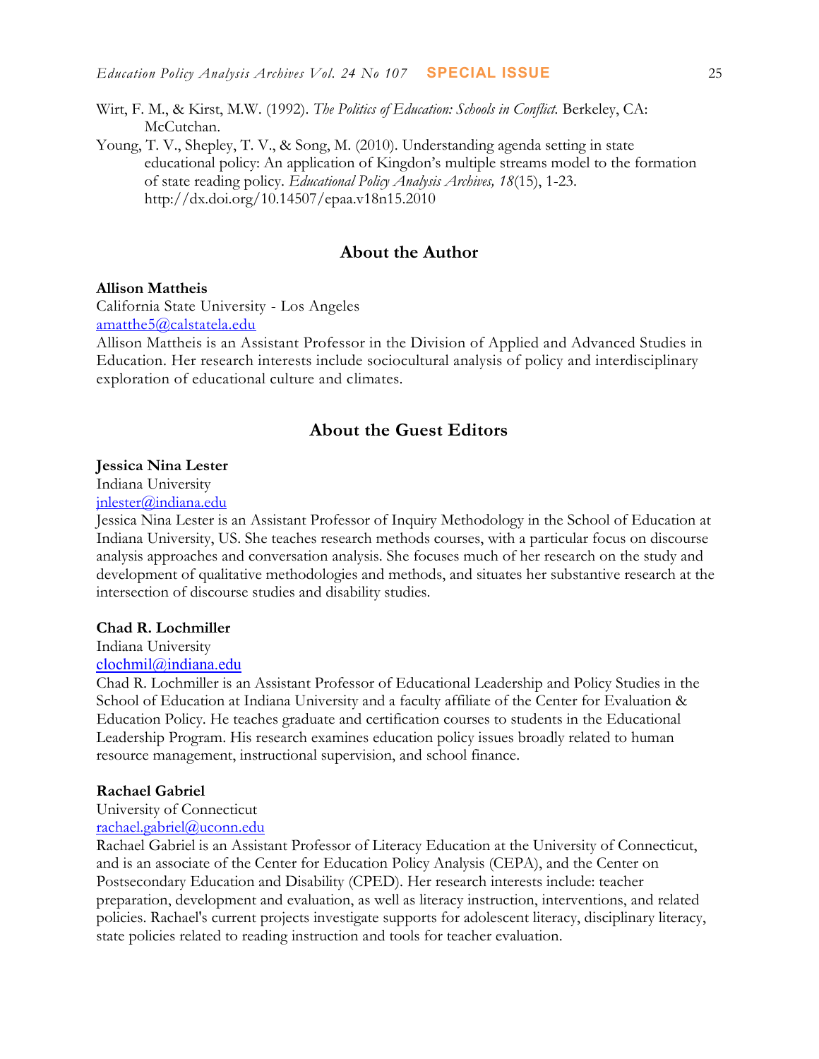Wirt, F. M., & Kirst, M.W. (1992). *The Politics of Education: Schools in Conflict.* Berkeley, CA: McCutchan.

Young, T. V., Shepley, T. V., & Song, M. (2010). Understanding agenda setting in state educational policy: An application of Kingdon's multiple streams model to the formation of state reading policy. *Educational Policy Analysis Archives, 18*(15), 1-23. http://dx.doi.org/10.14507/epaa.v18n15.2010

## About the Author

**Allison Mattheis**
California State University - Los Angeles
amatthe5@calstatela.edu
Allison Mattheis is an Assistant Professor in the Division of Applied and Advanced Studies in Education. Her research interests include sociocultural analysis of policy and interdisciplinary exploration of educational culture and climates.

## About the Guest Editors

**Jessica Nina Lester**
Indiana University
jnlester@indiana.edu
Jessica Nina Lester is an Assistant Professor of Inquiry Methodology in the School of Education at Indiana University, US. She teaches research methods courses, with a particular focus on discourse analysis approaches and conversation analysis. She focuses much of her research on the study and development of qualitative methodologies and methods, and situates her substantive research at the intersection of discourse studies and disability studies.

**Chad R. Lochmiller**
Indiana University
clochmil@indiana.edu
Chad R. Lochmiller is an Assistant Professor of Educational Leadership and Policy Studies in the School of Education at Indiana University and a faculty affiliate of the Center for Evaluation & Education Policy. He teaches graduate and certification courses to students in the Educational Leadership Program. His research examines education policy issues broadly related to human resource management, instructional supervision, and school finance.

**Rachael Gabriel**
University of Connecticut
rachael.gabriel@uconn.edu
Rachael Gabriel is an Assistant Professor of Literacy Education at the University of Connecticut, and is an associate of the Center for Education Policy Analysis (CEPA), and the Center on Postsecondary Education and Disability (CPED). Her research interests include: teacher preparation, development and evaluation, as well as literacy instruction, interventions, and related policies. Rachael's current projects investigate supports for adolescent literacy, disciplinary literacy, state policies related to reading instruction and tools for teacher evaluation.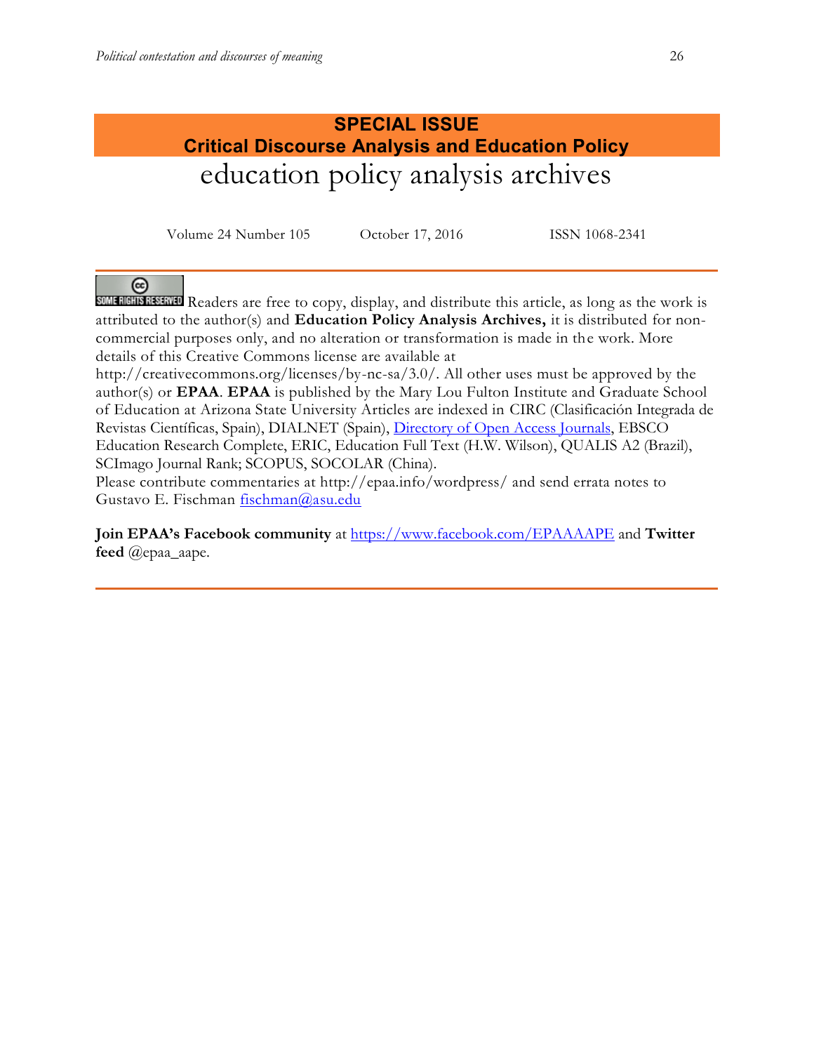**SPECIAL ISSUE**
**Critical Discourse Analysis and Education Policy**

# education policy analysis archives

Volume 24 Number 105 October 17, 2016 ISSN 1068-2341

SOME RIGHTS RESERVED Readers are free to copy, display, and distribute this article, as long as the work is attributed to the author(s) and **Education Policy Analysis Archives,** it is distributed for non-commercial purposes only, and no alteration or transformation is made in the work. More details of this Creative Commons license are available at http://creativecommons.org/licenses/by-nc-sa/3.0/. All other uses must be approved by the author(s) or **EPAA**. **EPAA** is published by the Mary Lou Fulton Institute and Graduate School of Education at Arizona State University Articles are indexed in CIRC (Clasificación Integrada de Revistas Científicas, Spain), DIALNET (Spain), Directory of Open Access Journals, EBSCO Education Research Complete, ERIC, Education Full Text (H.W. Wilson), QUALIS A2 (Brazil), SCImago Journal Rank; SCOPUS, SOCOLAR (China).
Please contribute commentaries at http://epaa.info/wordpress/ and send errata notes to Gustavo E. Fischman fischman@asu.edu

**Join EPAA's Facebook community** at https://www.facebook.com/EPAAAAPE and **Twitter feed** @epaa_aape.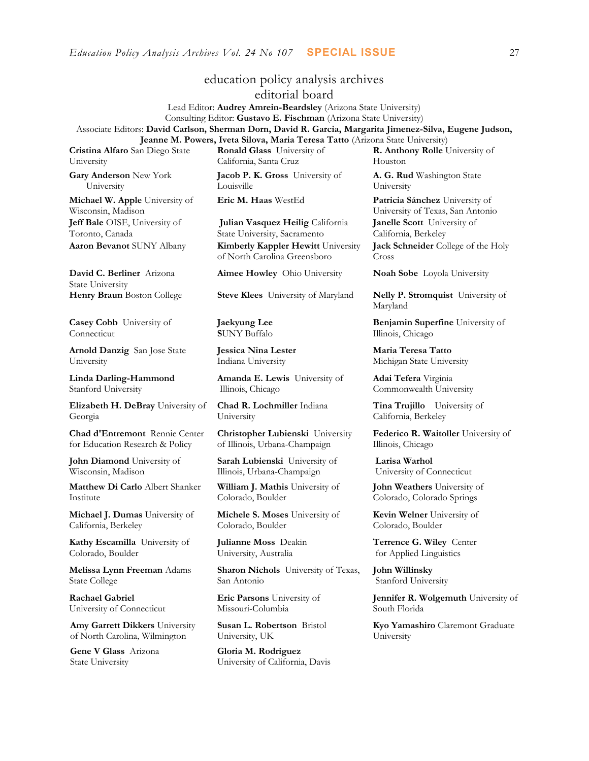# education policy analysis archives
## editorial board

Lead Editor: **Audrey Amrein-Beardsley** (Arizona State University)
Consulting Editor: **Gustavo E. Fischman** (Arizona State University)
Associate Editors: **David Carlson, Sherman Dorn, David R. Garcia, Margarita Jimenez-Silva, Eugene Judson, Jeanne M. Powers, Iveta Silova, Maria Teresa Tatto** (Arizona State University)

**Cristina Alfaro** San Diego State University

**Gary Anderson** New York University

**Michael W. Apple** University of Wisconsin, Madison

**Jeff Bale** OISE, University of Toronto, Canada

**Aaron Bevanot** SUNY Albany

**David C. Berliner** Arizona State University

**Henry Braun** Boston College

**Casey Cobb** University of Connecticut

**Arnold Danzig** San Jose State University

**Linda Darling-Hammond** Stanford University

**Elizabeth H. DeBray** University of Georgia

**Chad d'Entremont** Rennie Center for Education Research & Policy

**John Diamond** University of Wisconsin, Madison

**Matthew Di Carlo** Albert Shanker Institute

**Michael J. Dumas** University of California, Berkeley

**Kathy Escamilla** University of Colorado, Boulder

**Melissa Lynn Freeman** Adams State College

**Rachael Gabriel** University of Connecticut

**Amy Garrett Dikkers** University of North Carolina, Wilmington

**Gene V Glass** Arizona State University

**Ronald Glass** University of California, Santa Cruz

**Jacob P. K. Gross** University of Louisville

**Eric M. Haas** WestEd

**Julian Vasquez Heilig** California State University, Sacramento

**Kimberly Kappler Hewitt** University of North Carolina Greensboro

**Aimee Howley** Ohio University

**Steve Klees** University of Maryland

**Jaekyung Lee** SUNY Buffalo

**Jessica Nina Lester** Indiana University

**Amanda E. Lewis** University of Illinois, Chicago

**Chad R. Lochmiller** Indiana University

**Christopher Lubienski** University of Illinois, Urbana-Champaign

**Sarah Lubienski** University of Illinois, Urbana-Champaign

**William J. Mathis** University of Colorado, Boulder

**Michele S. Moses** University of Colorado, Boulder

**Julianne Moss** Deakin University, Australia

**Sharon Nichols** University of Texas, San Antonio

**Eric Parsons** University of Missouri-Columbia

**Susan L. Robertson** Bristol University, UK

**Gloria M. Rodriguez** University of California, Davis

**R. Anthony Rolle** University of Houston

**A. G. Rud** Washington State University

**Patricia Sánchez** University of University of Texas, San Antonio

**Janelle Scott** University of California, Berkeley

**Jack Schneider** College of the Holy Cross

**Noah Sobe** Loyola University

**Nelly P. Stromquist** University of Maryland

**Benjamin Superfine** University of Illinois, Chicago

**Maria Teresa Tatto** Michigan State University

**Adai Tefera** Virginia Commonwealth University

**Tina Trujillo** University of California, Berkeley

**Federico R. Waitoller** University of Illinois, Chicago

**Larisa Warhol** University of Connecticut

**John Weathers** University of Colorado, Colorado Springs

**Kevin Welner** University of Colorado, Boulder

**Terrence G. Wiley** Center for Applied Linguistics

**John Willinsky** Stanford University

**Jennifer R. Wolgemuth** University of South Florida

**Kyo Yamashiro** Claremont Graduate University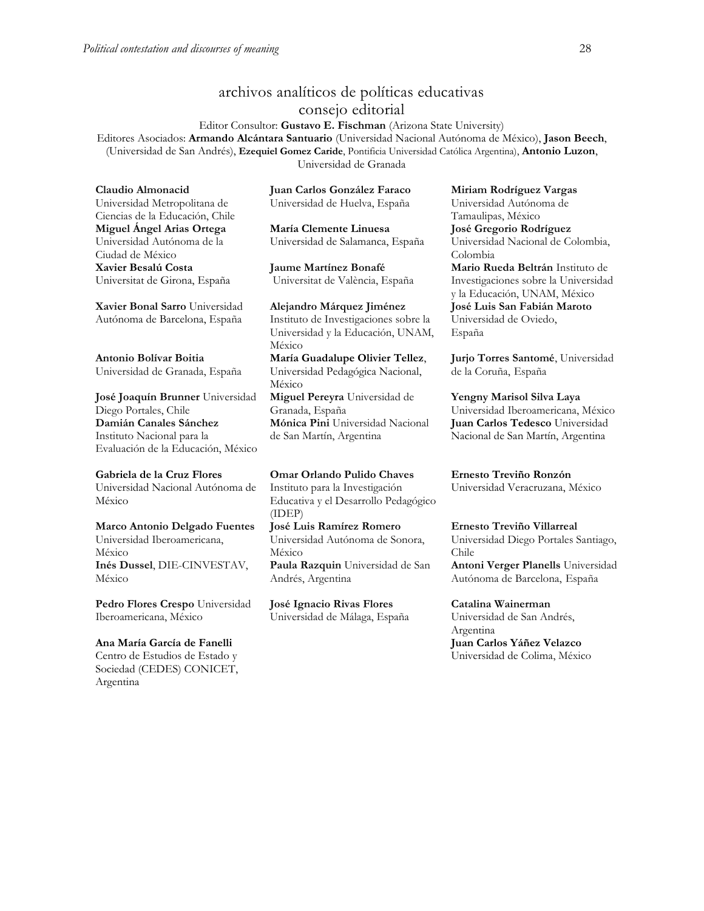## archivos analíticos de políticas educativas
## consejo editorial

Editor Consultor: **Gustavo E. Fischman** (Arizona State University)
Editores Asociados: **Armando Alcántara Santuario** (Universidad Nacional Autónoma de México), **Jason Beech**, (Universidad de San Andrés), **Ezequiel Gomez Caride**, Pontificia Universidad Católica Argentina), **Antonio Luzon**, Universidad de Granada

**Claudio Almonacid**
Universidad Metropolitana de Ciencias de la Educación, Chile

**Miguel Ángel Arias Ortega**
Universidad Autónoma de la Ciudad de México

**Xavier Besalú Costa**
Universitat de Girona, España

**Xavier Bonal Sarro** Universidad Autónoma de Barcelona, España

**Antonio Bolívar Boitia**
Universidad de Granada, España

**José Joaquín Brunner** Universidad Diego Portales, Chile

**Damián Canales Sánchez**
Instituto Nacional para la Evaluación de la Educación, México

**Gabriela de la Cruz Flores**
Universidad Nacional Autónoma de México

**Marco Antonio Delgado Fuentes**
Universidad Iberoamericana, México

**Inés Dussel**, DIE-CINVESTAV, México

**Pedro Flores Crespo** Universidad Iberoamericana, México

**Ana María García de Fanelli**
Centro de Estudios de Estado y Sociedad (CEDES) CONICET, Argentina

**Juan Carlos González Faraco**
Universidad de Huelva, España

**María Clemente Linuesa**
Universidad de Salamanca, España

**Jaume Martínez Bonafé**
Universitat de València, España

**Alejandro Márquez Jiménez**
Instituto de Investigaciones sobre la Universidad y la Educación, UNAM, México

**María Guadalupe Olivier Tellez**, Universidad Pedagógica Nacional, México

**Miguel Pereyra** Universidad de Granada, España

**Mónica Pini** Universidad Nacional de San Martín, Argentina

**Omar Orlando Pulido Chaves**
Instituto para la Investigación Educativa y el Desarrollo Pedagógico (IDEP)

**José Luis Ramírez Romero**
Universidad Autónoma de Sonora, México

**Paula Razquin** Universidad de San Andrés, Argentina

**José Ignacio Rivas Flores**
Universidad de Málaga, España

**Miriam Rodríguez Vargas**
Universidad Autónoma de Tamaulipas, México

**José Gregorio Rodríguez**
Universidad Nacional de Colombia, Colombia

**Mario Rueda Beltrán** Instituto de Investigaciones sobre la Universidad y la Educación, UNAM, México

**José Luis San Fabián Maroto**
Universidad de Oviedo, España

**Jurjo Torres Santomé**, Universidad de la Coruña, España

**Yengny Marisol Silva Laya**
Universidad Iberoamericana, México

**Juan Carlos Tedesco** Universidad Nacional de San Martín, Argentina

**Ernesto Treviño Ronzón**
Universidad Veracruzana, México

**Ernesto Treviño Villarreal**
Universidad Diego Portales Santiago, Chile

**Antoni Verger Planells** Universidad Autónoma de Barcelona, España

**Catalina Wainerman**
Universidad de San Andrés, Argentina

**Juan Carlos Yáñez Velazco**
Universidad de Colima, México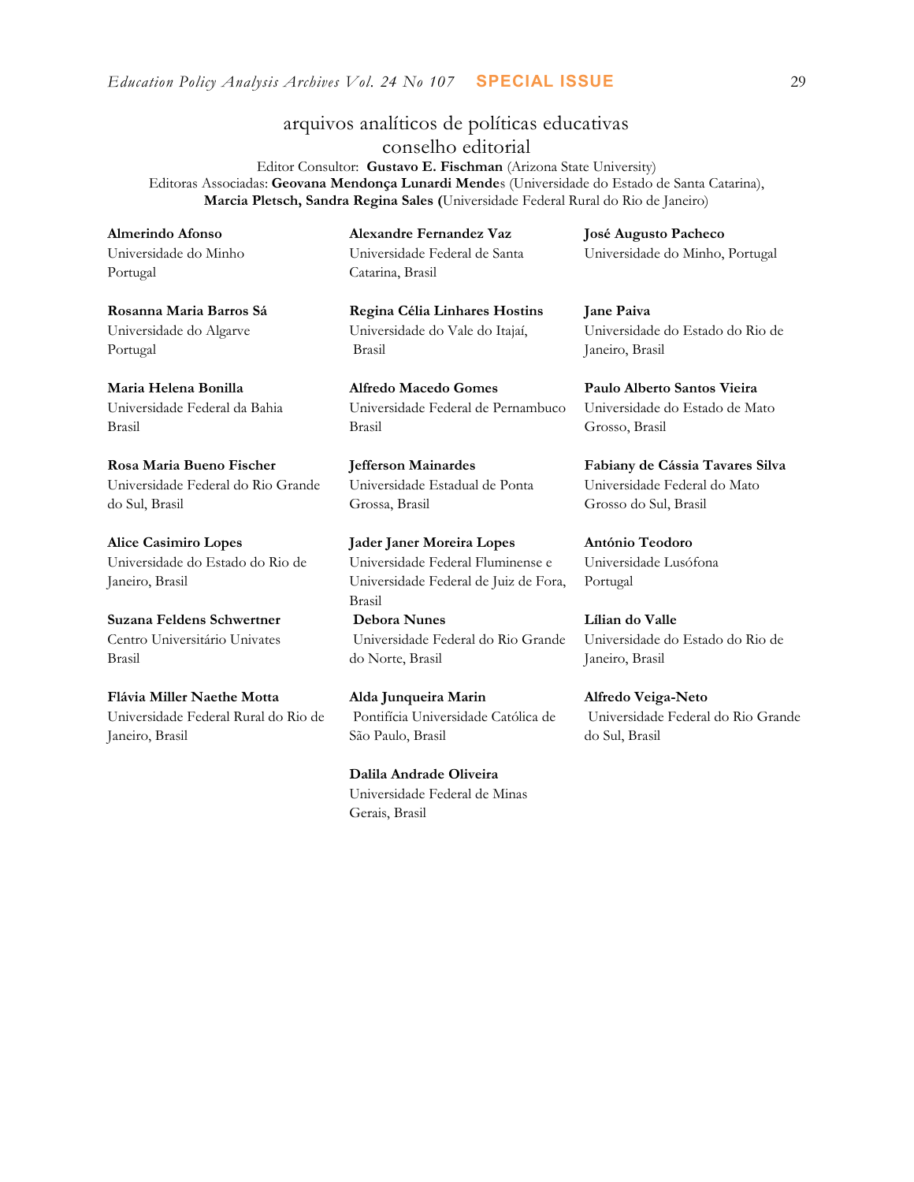# arquivos analíticos de políticas educativas
## conselho editorial

Editor Consultor: **Gustavo E. Fischman** (Arizona State University)
Editoras Associadas: **Geovana Mendonça Lunardi Mende**s (Universidade do Estado de Santa Catarina), **Marcia Pletsch, Sandra Regina Sales (**Universidade Federal Rural do Rio de Janeiro)

**Almerindo Afonso**
Universidade do Minho
Portugal

**Rosanna Maria Barros Sá**
Universidade do Algarve
Portugal

**Maria Helena Bonilla**
Universidade Federal da Bahia
Brasil

**Rosa Maria Bueno Fischer**
Universidade Federal do Rio Grande do Sul, Brasil

**Alice Casimiro Lopes**
Universidade do Estado do Rio de Janeiro, Brasil

**Suzana Feldens Schwertner**
Centro Universitário Univates
Brasil

**Flávia Miller Naethe Motta**
Universidade Federal Rural do Rio de Janeiro, Brasil

**Alexandre Fernandez Vaz**
Universidade Federal de Santa Catarina, Brasil

**Regina Célia Linhares Hostins**
Universidade do Vale do Itajaí, Brasil

**Alfredo Macedo Gomes**
Universidade Federal de Pernambuco
Brasil

**Jefferson Mainardes**
Universidade Estadual de Ponta Grossa, Brasil

**Jader Janer Moreira Lopes**
Universidade Federal Fluminense e Universidade Federal de Juiz de Fora, Brasil

**Debora Nunes**
Universidade Federal do Rio Grande do Norte, Brasil

**Alda Junqueira Marin**
Pontifícia Universidade Católica de São Paulo, Brasil

**Dalila Andrade Oliveira**
Universidade Federal de Minas Gerais, Brasil

**José Augusto Pacheco**
Universidade do Minho, Portugal

**Jane Paiva**
Universidade do Estado do Rio de Janeiro, Brasil

**Paulo Alberto Santos Vieira**
Universidade do Estado de Mato Grosso, Brasil

**Fabiany de Cássia Tavares Silva**
Universidade Federal do Mato Grosso do Sul, Brasil

**António Teodoro**
Universidade Lusófona
Portugal

**Lílian do Valle**
Universidade do Estado do Rio de Janeiro, Brasil

**Alfredo Veiga-Neto**
Universidade Federal do Rio Grande do Sul, Brasil